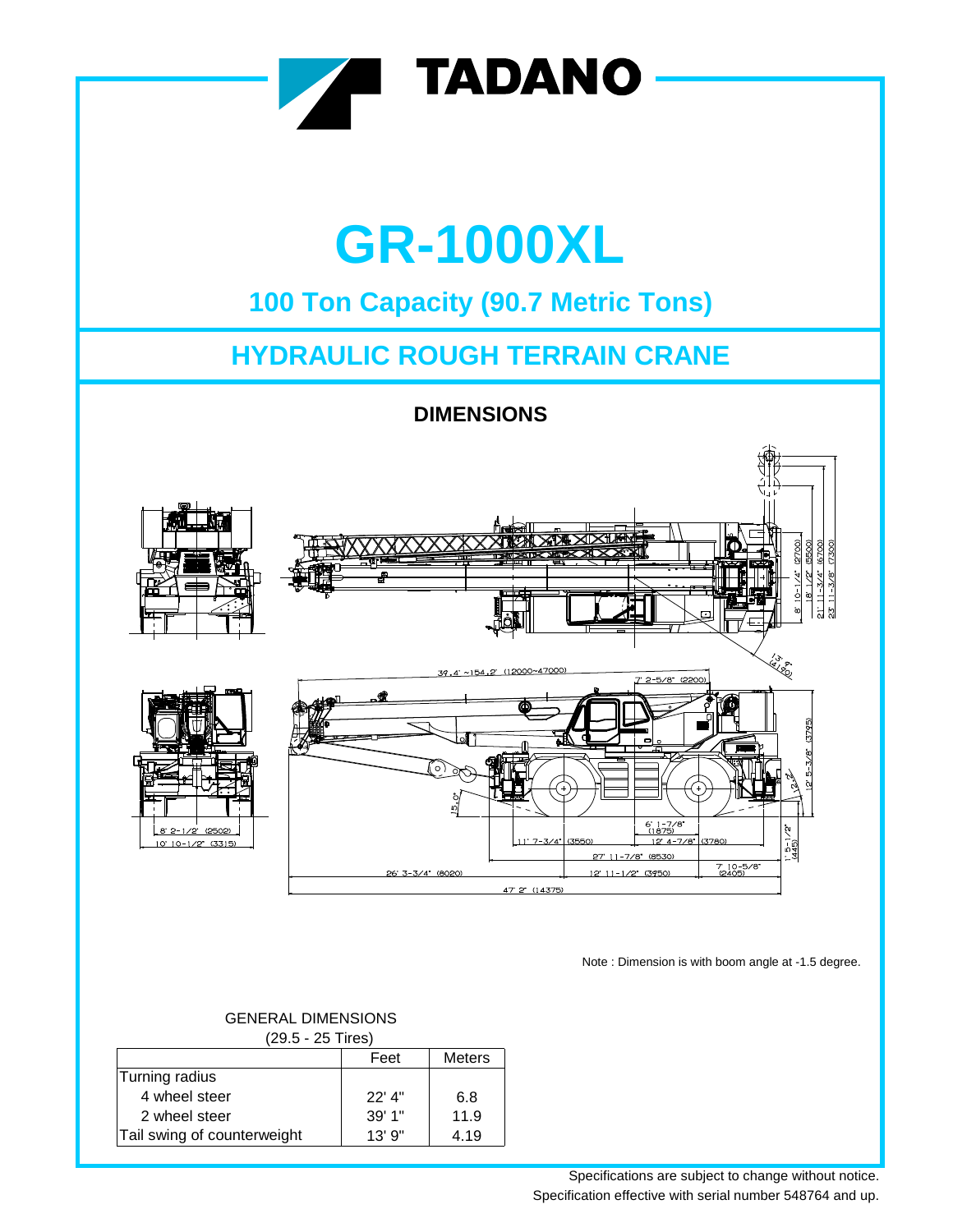# GR-1000XL

## 100 Ton Capacity (90.7 Metric Tons)

## HYDRAULIC ROUGH TERRAIN CRANE

### DIMENSIONS

Note : Dimension is with boom angle at -1.5 degree.

GENERAL DIMENSIONS
(29.5 - 25 Tires)

| | Feet | Meters |
|---|---|---|
| Turning radius | | |
| 4 wheel steer | 22' 4" | 6.8 |
| 2 wheel steer | 39' 1" | 11.9 |
| Tail swing of counterweight | 13' 9" | 4.19 |

Specifications are subject to change without notice.
Specification effective with serial number 548764 and up.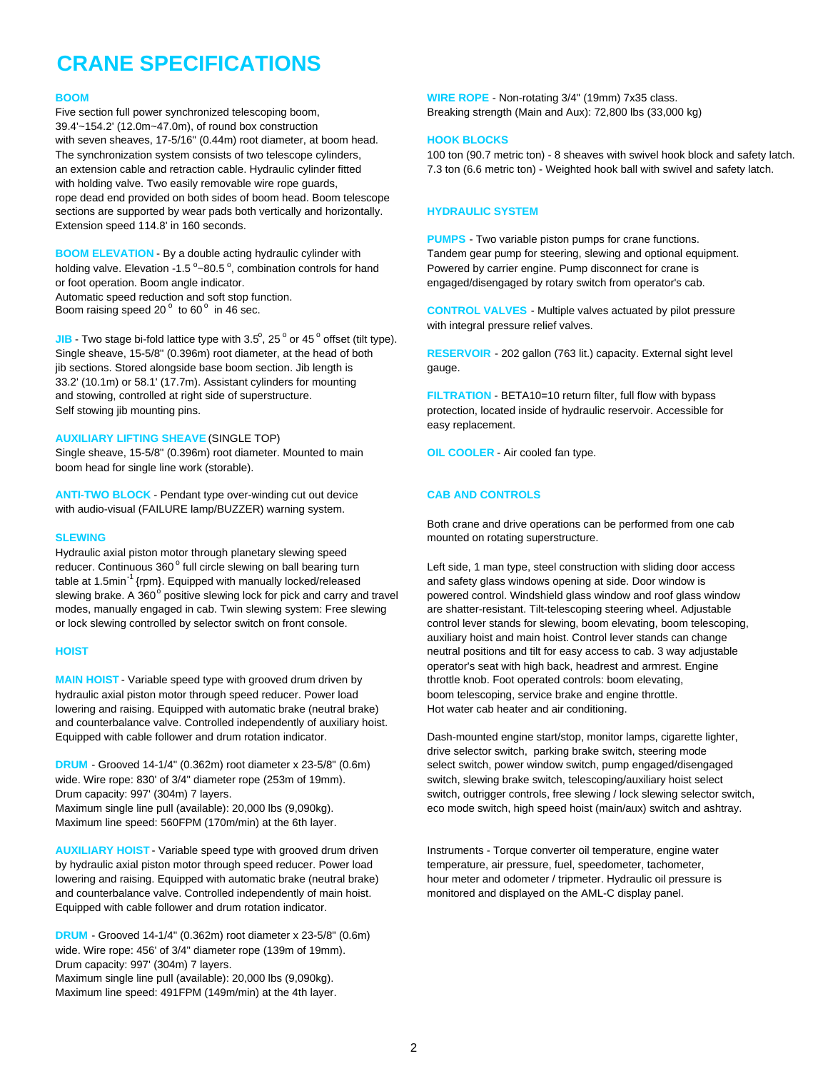# CRANE SPECIFICATIONS

## BOOM

Five section full power synchronized telescoping boom, 39.4'~154.2' (12.0m~47.0m), of round box construction with seven sheaves, 17-5/16" (0.44m) root diameter, at boom head. The synchronization system consists of two telescope cylinders, an extension cable and retraction cable. Hydraulic cylinder fitted with holding valve. Two easily removable wire rope guards, rope dead end provided on both sides of boom head. Boom telescope sections are supported by wear pads both vertically and horizontally. Extension speed 114.8' in 160 seconds.

**BOOM ELEVATION** - By a double acting hydraulic cylinder with holding valve. Elevation -1.5°~80.5°, combination controls for hand or foot operation. Boom angle indicator. Automatic speed reduction and soft stop function. Boom raising speed 20° to 60° in 46 sec.

**JIB** - Two stage bi-fold lattice type with 3.5°, 25° or 45° offset (tilt type). Single sheave, 15-5/8" (0.396m) root diameter, at the head of both jib sections. Stored alongside base boom section. Jib length is 33.2' (10.1m) or 58.1' (17.7m). Assistant cylinders for mounting and stowing, controlled at right side of superstructure. Self stowing jib mounting pins.

**AUXILIARY LIFTING SHEAVE** (SINGLE TOP)
Single sheave, 15-5/8" (0.396m) root diameter. Mounted to main boom head for single line work (storable).

**ANTI-TWO BLOCK** - Pendant type over-winding cut out device with audio-visual (FAILURE lamp/BUZZER) warning system.

## SLEWING

Hydraulic axial piston motor through planetary slewing speed reducer. Continuous 360° full circle slewing on ball bearing turn table at 1.5min$^{-1}$ {rpm}. Equipped with manually locked/released slewing brake. A 360° positive slewing lock for pick and carry and travel modes, manually engaged in cab. Twin slewing system: Free slewing or lock slewing controlled by selector switch on front console.

## HOIST

**MAIN HOIST** - Variable speed type with grooved drum driven by hydraulic axial piston motor through speed reducer. Power load lowering and raising. Equipped with automatic brake (neutral brake) and counterbalance valve. Controlled independently of auxiliary hoist. Equipped with cable follower and drum rotation indicator.

**DRUM** - Grooved 14-1/4" (0.362m) root diameter x 23-5/8" (0.6m) wide. Wire rope: 830' of 3/4" diameter rope (253m of 19mm).
Drum capacity: 997' (304m) 7 layers.
Maximum single line pull (available): 20,000 lbs (9,090kg).
Maximum line speed: 560FPM (170m/min) at the 6th layer.

**AUXILIARY HOIST** - Variable speed type with grooved drum driven by hydraulic axial piston motor through speed reducer. Power load lowering and raising. Equipped with automatic brake (neutral brake) and counterbalance valve. Controlled independently of main hoist. Equipped with cable follower and drum rotation indicator.

**DRUM** - Grooved 14-1/4" (0.362m) root diameter x 23-5/8" (0.6m) wide. Wire rope: 456' of 3/4" diameter rope (139m of 19mm).
Drum capacity: 997' (304m) 7 layers.
Maximum single line pull (available): 20,000 lbs (9,090kg).
Maximum line speed: 491FPM (149m/min) at the 4th layer.

**WIRE ROPE** - Non-rotating 3/4" (19mm) 7x35 class.
Breaking strength (Main and Aux): 72,800 lbs (33,000 kg)

## HOOK BLOCKS

100 ton (90.7 metric ton) - 8 sheaves with swivel hook block and safety latch.
7.3 ton (6.6 metric ton) - Weighted hook ball with swivel and safety latch.

## HYDRAULIC SYSTEM

**PUMPS** - Two variable piston pumps for crane functions. Tandem gear pump for steering, slewing and optional equipment. Powered by carrier engine. Pump disconnect for crane is engaged/disengaged by rotary switch from operator's cab.

**CONTROL VALVES** - Multiple valves actuated by pilot pressure with integral pressure relief valves.

**RESERVOIR** - 202 gallon (763 lit.) capacity. External sight level gauge.

**FILTRATION** - BETA10=10 return filter, full flow with bypass protection, located inside of hydraulic reservoir. Accessible for easy replacement.

**OIL COOLER** - Air cooled fan type.

## CAB AND CONTROLS

Both crane and drive operations can be performed from one cab mounted on rotating superstructure.

Left side, 1 man type, steel construction with sliding door access and safety glass windows opening at side. Door window is powered control. Windshield glass window and roof glass window are shatter-resistant. Tilt-telescoping steering wheel. Adjustable control lever stands for slewing, boom elevating, boom telescoping, auxiliary hoist and main hoist. Control lever stands can change neutral positions and tilt for easy access to cab. 3 way adjustable operator's seat with high back, headrest and armrest. Engine throttle knob. Foot operated controls: boom elevating, boom telescoping, service brake and engine throttle. Hot water cab heater and air conditioning.

Dash-mounted engine start/stop, monitor lamps, cigarette lighter, drive selector switch, parking brake switch, steering mode select switch, power window switch, pump engaged/disengaged switch, slewing brake switch, telescoping/auxiliary hoist select switch, outrigger controls, free slewing / lock slewing selector switch, eco mode switch, high speed hoist (main/aux) switch and ashtray.

Instruments - Torque converter oil temperature, engine water temperature, air pressure, fuel, speedometer, tachometer, hour meter and odometer / tripmeter. Hydraulic oil pressure is monitored and displayed on the AML-C display panel.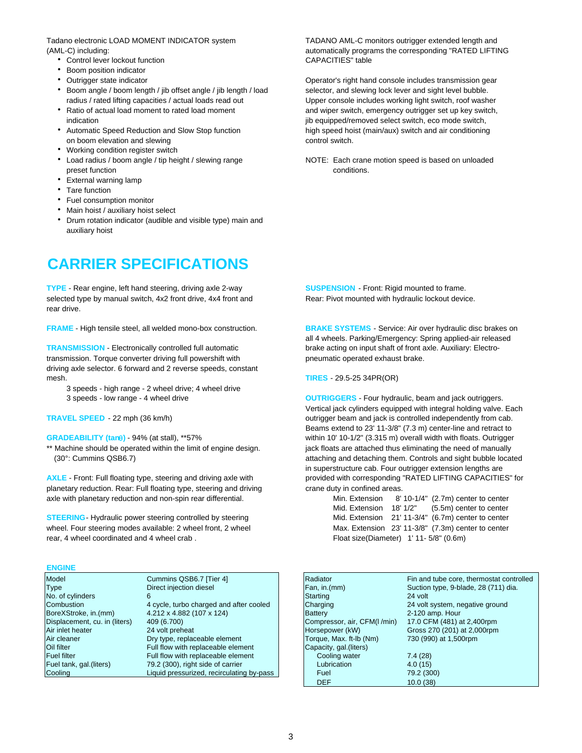Tadano electronic LOAD MOMENT INDICATOR system (AML-C) including:

- Control lever lockout function
- Boom position indicator
- Outrigger state indicator
- Boom angle / boom length / jib offset angle / jib length / load radius / rated lifting capacities / actual loads read out
- Ratio of actual load moment to rated load moment indication
- Automatic Speed Reduction and Slow Stop function on boom elevation and slewing
- Working condition register switch
- Load radius / boom angle / tip height / slewing range preset function
- External warning lamp
- Tare function
- Fuel consumption monitor
- Main hoist / auxiliary hoist select
- Drum rotation indicator (audible and visible type) main and auxiliary hoist

TADANO AML-C monitors outrigger extended length and automatically programs the corresponding "RATED LIFTING CAPACITIES" table

Operator's right hand console includes transmission gear selector, and slewing lock lever and sight level bubble. Upper console includes working light switch, roof washer and wiper switch, emergency outrigger set up key switch, jib equipped/removed select switch, eco mode switch, high speed hoist (main/aux) switch and air conditioning control switch.

NOTE: Each crane motion speed is based on unloaded conditions.

# CARRIER SPECIFICATIONS

**TYPE** - Rear engine, left hand steering, driving axle 2-way selected type by manual switch, 4x2 front drive, 4x4 front and rear drive.

**FRAME** - High tensile steel, all welded mono-box construction.

**TRANSMISSION** - Electronically controlled full automatic transmission. Torque converter driving full powershift with driving axle selector. 6 forward and 2 reverse speeds, constant mesh.

3 speeds - high range - 2 wheel drive; 4 wheel drive
3 speeds - low range - 4 wheel drive

**TRAVEL SPEED** - 22 mph (36 km/h)

**GRADEABILITY (tanθ)** - 94% (at stall), **57%

** Machine should be operated within the limit of engine design. (30°: Cummins QSB6.7)

**AXLE** - Front: Full floating type, steering and driving axle with planetary reduction. Rear: Full floating type, steering and driving axle with planetary reduction and non-spin rear differential.

**STEERING** - Hydraulic power steering controlled by steering wheel. Four steering modes available: 2 wheel front, 2 wheel rear, 4 wheel coordinated and 4 wheel crab .

**SUSPENSION** - Front: Rigid mounted to frame. Rear: Pivot mounted with hydraulic lockout device.

**BRAKE SYSTEMS** - Service: Air over hydraulic disc brakes on all 4 wheels. Parking/Emergency: Spring applied-air released brake acting on input shaft of front axle. Auxiliary: Electro-pneumatic operated exhaust brake.

**TIRES** - 29.5-25 34PR(OR)

**OUTRIGGERS** - Four hydraulic, beam and jack outriggers. Vertical jack cylinders equipped with integral holding valve. Each outrigger beam and jack is controlled independently from cab. Beams extend to 23' 11-3/8" (7.3 m) center-line and retract to within 10' 10-1/2" (3.315 m) overall width with floats. Outrigger jack floats are attached thus eliminating the need of manually attaching and detaching them. Controls and sight bubble located in superstructure cab. Four outrigger extension lengths are provided with corresponding "RATED LIFTING CAPACITIES" for crane duty in confined areas.

| | | |
|---|---|---|
| Min. Extension | 8' 10-1/4" | (2.7m) center to center |
| Mid. Extension | 18' 1/2" | (5.5m) center to center |
| Mid. Extension | 21' 11-3/4" | (6.7m) center to center |
| Max. Extension | 23' 11-3/8" | (7.3m) center to center |
| Float size(Diameter) | 1' 11- 5/8" | (0.6m) |

**ENGINE**

| | |
|---|---|
| Model | Cummins QSB6.7 [Tier 4] |
| Type | Direct injection diesel |
| No. of cylinders | 6 |
| Combustion | 4 cycle, turbo charged and after cooled |
| BoreXStroke, in.(mm) | 4.212 x 4.882 (107 x 124) |
| Displacement, cu. in (liters) | 409 (6.700) |
| Air inlet heater | 24 volt preheat |
| Air cleaner | Dry type, replaceable element |
| Oil filter | Full flow with replaceable element |
| Fuel filter | Full flow with replaceable element |
| Fuel tank, gal.(liters) | 79.2 (300), right side of carrier |
| Cooling | Liquid pressurized, recirculating by-pass |

| | |
|---|---|
| Radiator | Fin and tube core, thermostat controlled |
| Fan, in.(mm) | Suction type, 9-blade, 28 (711) dia. |
| Starting | 24 volt |
| Charging | 24 volt system, negative ground |
| Battery | 2-120 amp. Hour |
| Compressor, air, CFM(l /min) | 17.0 CFM (481) at 2,400rpm |
| Horsepower (kW) | Gross 270 (201) at 2,000rpm |
| Torque, Max. ft-lb (Nm) | 730 (990) at 1,500rpm |
| Capacity, gal.(liters) | |
| Cooling water | 7.4 (28) |
| Lubrication | 4.0 (15) |
| Fuel | 79.2 (300) |
| DEF | 10.0 (38) |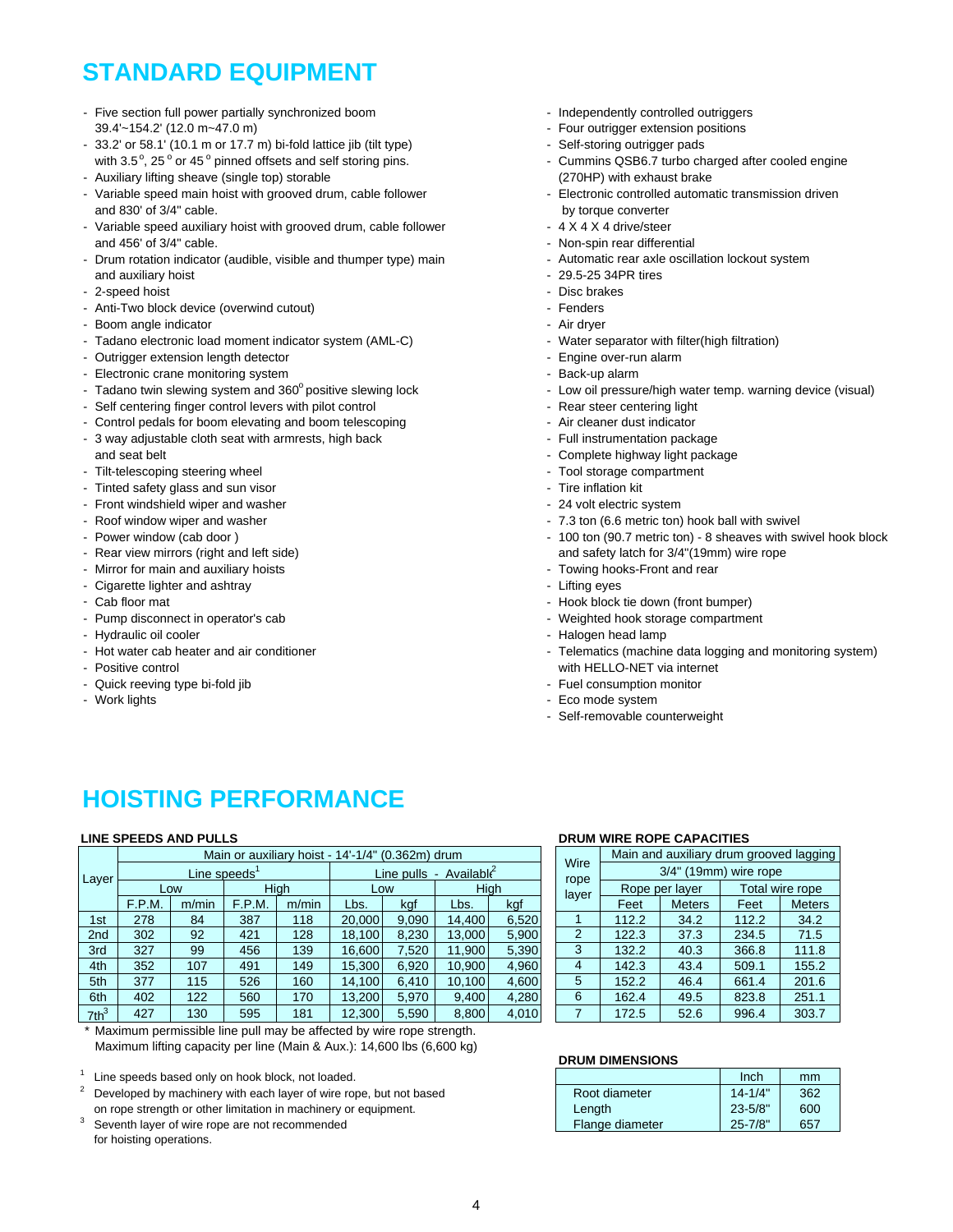# STANDARD EQUIPMENT

- Five section full power partially synchronized boom 39.4'~154.2' (12.0 m~47.0 m)
- 33.2' or 58.1' (10.1 m or 17.7 m) bi-fold lattice jib (tilt type) with 3.5°, 25° or 45° pinned offsets and self storing pins.
- Auxiliary lifting sheave (single top) storable
- Variable speed main hoist with grooved drum, cable follower and 830' of 3/4" cable.
- Variable speed auxiliary hoist with grooved drum, cable follower and 456' of 3/4" cable.
- Drum rotation indicator (audible, visible and thumper type) main and auxiliary hoist
- 2-speed hoist
- Anti-Two block device (overwind cutout)
- Boom angle indicator
- Tadano electronic load moment indicator system (AML-C)
- Outrigger extension length detector
- Electronic crane monitoring system
- Tadano twin slewing system and 360° positive slewing lock
- Self centering finger control levers with pilot control
- Control pedals for boom elevating and boom telescoping
- 3 way adjustable cloth seat with armrests, high back and seat belt
- Tilt-telescoping steering wheel
- Tinted safety glass and sun visor
- Front windshield wiper and washer
- Roof window wiper and washer
- Power window (cab door )
- Rear view mirrors (right and left side)
- Mirror for main and auxiliary hoists
- Cigarette lighter and ashtray
- Cab floor mat
- Pump disconnect in operator's cab
- Hydraulic oil cooler
- Hot water cab heater and air conditioner
- Positive control
- Quick reeving type bi-fold jib
- Work lights
- Independently controlled outriggers
- Four outrigger extension positions
- Self-storing outrigger pads
- Cummins QSB6.7 turbo charged after cooled engine (270HP) with exhaust brake
- Electronic controlled automatic transmission driven by torque converter
- 4 X 4 X 4 drive/steer
- Non-spin rear differential
- Automatic rear axle oscillation lockout system
- 29.5-25 34PR tires
- Disc brakes
- Fenders
- Air dryer
- Water separator with filter(high filtration)
- Engine over-run alarm
- Back-up alarm
- Low oil pressure/high water temp. warning device (visual)
- Rear steer centering light
- Air cleaner dust indicator
- Full instrumentation package
- Complete highway light package
- Tool storage compartment
- Tire inflation kit
- 24 volt electric system
- 7.3 ton (6.6 metric ton) hook ball with swivel
- 100 ton (90.7 metric ton) - 8 sheaves with swivel hook block and safety latch for 3/4"(19mm) wire rope
- Towing hooks-Front and rear
- Lifting eyes
- Hook block tie down (front bumper)
- Weighted hook storage compartment
- Halogen head lamp
- Telematics (machine data logging and monitoring system) with HELLO-NET via internet
- Fuel consumption monitor
- Eco mode system
- Self-removable counterweight

# HOISTING PERFORMANCE

### LINE SPEEDS AND PULLS

| Layer | Main or auxiliary hoist - 14'-1/4" (0.362m) drum | | | | | | | |
|---|---|---|---|---|---|---|---|---|
| | Line speeds[1] | | | | Line pulls - Available[2] | | | |
| | Low | | High | | Low | | High | |
| | F.P.M. | m/min | F.P.M. | m/min | Lbs. | kgf | Lbs. | kgf |
| 1st | 278 | 84 | 387 | 118 | 20,000 | 9,090 | 14,400 | 6,520 |
| 2nd | 302 | 92 | 421 | 128 | 18,100 | 8,230 | 13,000 | 5,900 |
| 3rd | 327 | 99 | 456 | 139 | 16,600 | 7,520 | 11,900 | 5,390 |
| 4th | 352 | 107 | 491 | 149 | 15,300 | 6,920 | 10,900 | 4,960 |
| 5th | 377 | 115 | 526 | 160 | 14,100 | 6,410 | 10,100 | 4,600 |
| 6th | 402 | 122 | 560 | 170 | 13,200 | 5,970 | 9,400 | 4,280 |
| 7th[3] | 427 | 130 | 595 | 181 | 12,300 | 5,590 | 8,800 | 4,010 |

\* Maximum permissible line pull may be affected by wire rope strength.
Maximum lifting capacity per line (Main & Aux.): 14,600 lbs (6,600 kg)

[1] Line speeds based only on hook block, not loaded.
[2] Developed by machinery with each layer of wire rope, but not based on rope strength or other limitation in machinery or equipment.
[3] Seventh layer of wire rope are not recommended for hoisting operations.

### DRUM WIRE ROPE CAPACITIES

| Wire rope layer | Main and auxiliary drum grooved lagging | | | |
|---|---|---|---|---|
| | 3/4" (19mm) wire rope | | | |
| | Rope per layer | | Total wire rope | |
| | Feet | Meters | Feet | Meters |
| 1 | 112.2 | 34.2 | 112.2 | 34.2 |
| 2 | 122.3 | 37.3 | 234.5 | 71.5 |
| 3 | 132.2 | 40.3 | 366.8 | 111.8 |
| 4 | 142.3 | 43.4 | 509.1 | 155.2 |
| 5 | 152.2 | 46.4 | 661.4 | 201.6 |
| 6 | 162.4 | 49.5 | 823.8 | 251.1 |
| 7 | 172.5 | 52.6 | 996.4 | 303.7 |

### DRUM DIMENSIONS

| | Inch | mm |
|---|---|---|
| Root diameter | 14-1/4" | 362 |
| Length | 23-5/8" | 600 |
| Flange diameter | 25-7/8" | 657 |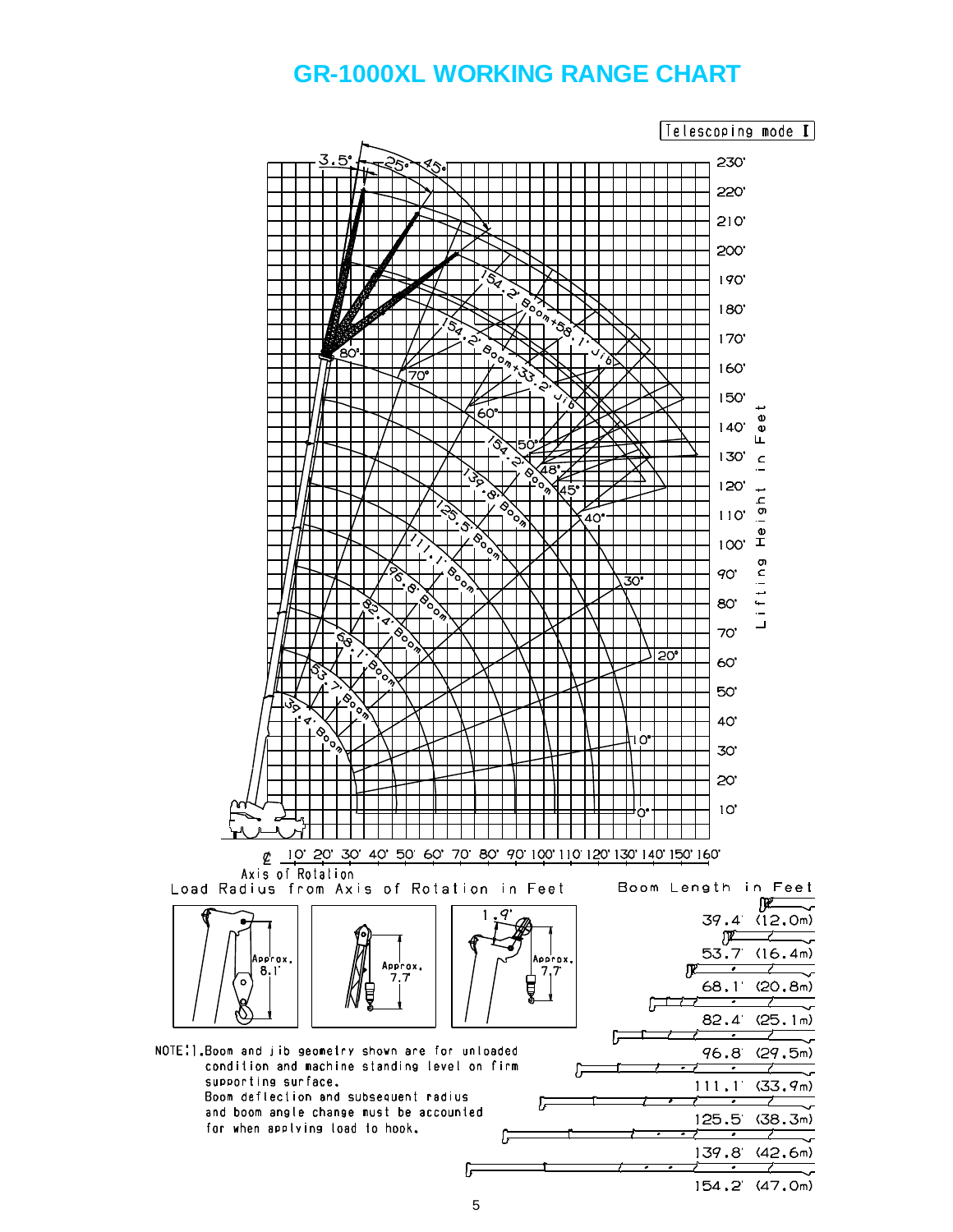# GR-1000XL WORKING RANGE CHART

Telescoping mode I

Lifting Height in Feet

Load Radius from Axis of Rotation in Feet

Boom Length in Feet

| Boom Length in Feet |
|---|
| 39.4' (12.0m) |
| 53.7' (16.4m) |
| 68.1' (20.8m) |
| 82.4' (25.1m) |
| 96.8' (29.5m) |
| 111.1' (33.9m) |
| 125.5' (38.3m) |
| 139.8' (42.6m) |
| 154.2' (47.0m) |

Approx. 8.1'

Approx. 7.7'

1.9' Approx. 7.7'

NOTE:1. Boom and jib geometry shown are for unloaded condition and machine standing level on firm supporting surface.
Boom deflection and subsequent radius and boom angle change must be accounted for when applying load to hook.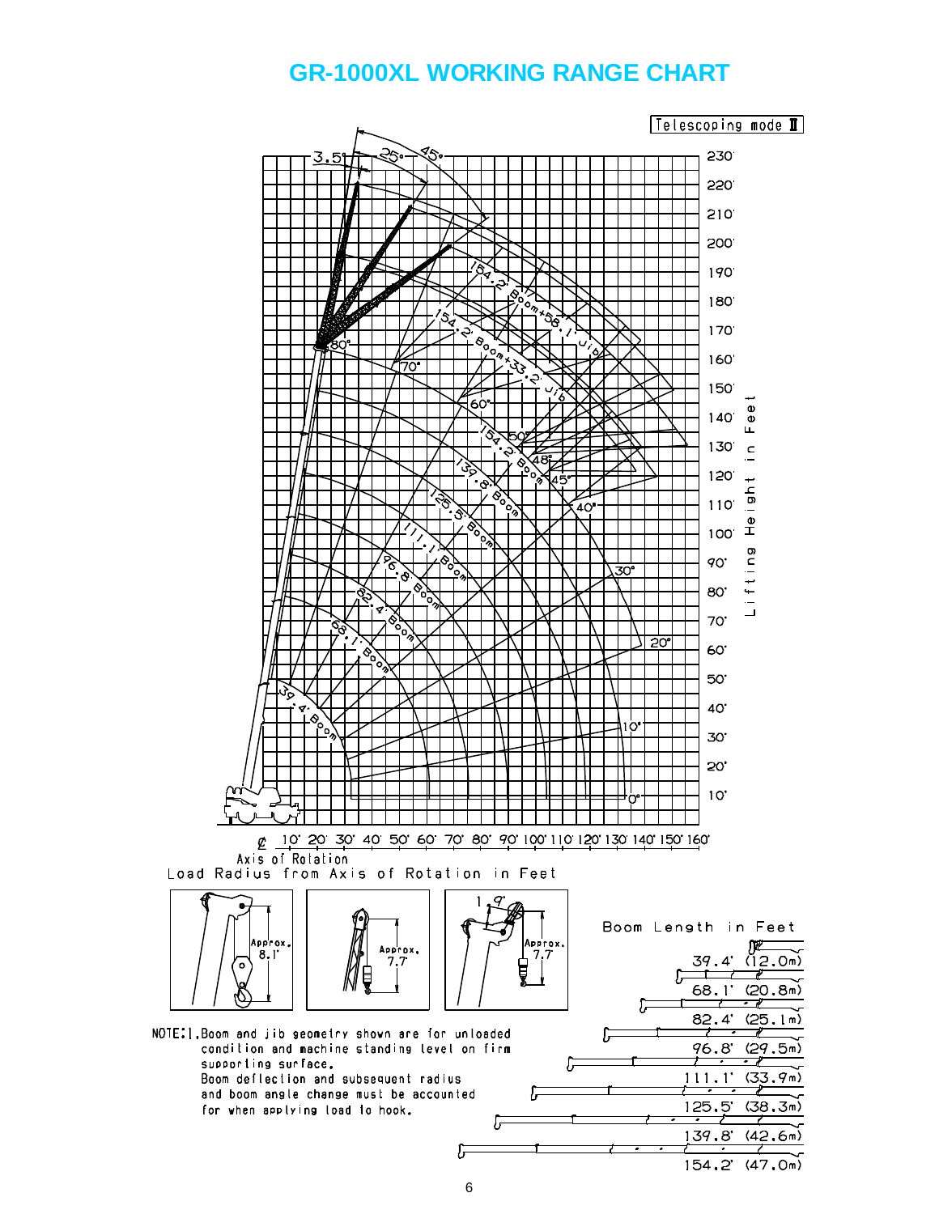# GR-1000XL WORKING RANGE CHART

Telescoping mode II

Lifting Height in Feet

Load Radius from Axis of Rotation in Feet

℄ Axis of Rotation

Approx. 8.1'

Approx. 7.7

1.9' Approx. 7.7

Boom Length in Feet

- 39.4' (12.0m)
- 68.1' (20.8m)
- 82.4' (25.1m)
- 96.8' (29.5m)
- 111.1' (33.9m)
- 125.5' (38.3m)
- 139.8' (42.6m)
- 154.2' (47.0m)

NOTE: 1. Boom and jib geometry shown are for unloaded condition and machine standing level on firm supporting surface.
Boom deflection and subsequent radius and boom angle change must be accounted for when applying load to hook.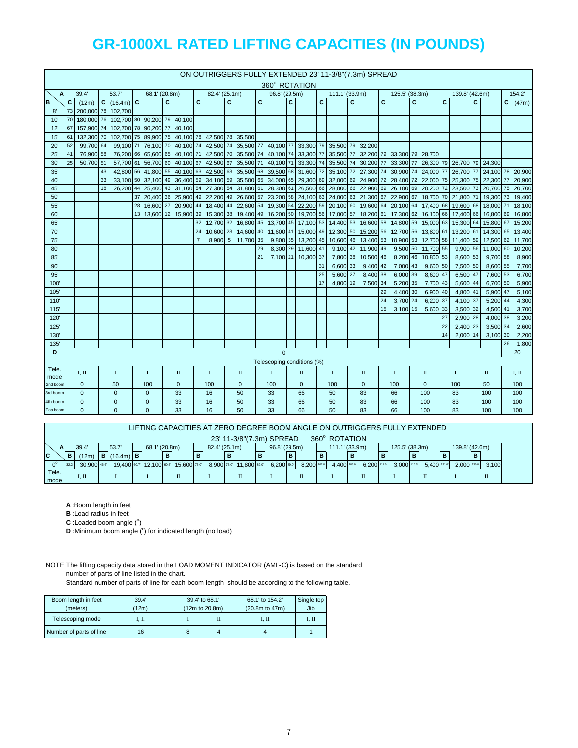# GR-1000XL RATED LIFTING CAPACITIES (IN POUNDS)

ON OUTRIGGERS FULLY EXTENDED 23' 11-3/8"(7.3m) SPREAD

360° ROTATION

| A | 39.4' | | 53.7' | | 68.1' (20.8m) | | | | 82.4' (25.1m) | | | | 96.8' (29.5m) | | | | 111.1' (33.9m) | | | | 125.5' (38.3m) | | | | 139.8' (42.6m) | | | | 154.2' | |
|---|---|---|---|---|---|---|---|---|---|---|---|---|---|---|---|---|---|---|---|---|---|---|---|---|---|---|---|---|---|---|
| B | C | (12m) | C | (16.4m) | C | | C | | C | | C | | C | | C | | C | | C | | C | | C | | C | | C | | C | (47m) |
| 8' | 73 | 200,000 | 78 | 102,700 | | | | | | | | | | | | | | | | | | | | | | | | | | |
| 10' | 70 | 180,000 | 76 | 102,700 | 80 | 90,200 | 79 | 40,100 | | | | | | | | | | | | | | | | | | | | | | |
| 12' | 67 | 157,900 | 74 | 102,700 | 78 | 90,200 | 77 | 40,100 | | | | | | | | | | | | | | | | | | | | | | |
| 15' | 61 | 132,300 | 70 | 102,700 | 75 | 89,900 | 75 | 40,100 | 78 | 42,500 | 78 | 35,500 | | | | | | | | | | | | | | | | | | |
| 20' | 52 | 99,700 | 64 | 99,100 | 71 | 76,100 | 70 | 40,100 | 74 | 42,500 | 74 | 35,500 | 77 | 40,100 | 77 | 33,300 | 79 | 35,500 | 79 | 32,200 | | | | | | | | | | |
| 25' | 41 | 76,900 | 58 | 76,200 | 66 | 65,600 | 65 | 40,100 | 71 | 42,500 | 70 | 35,500 | 74 | 40,100 | 74 | 33,300 | 77 | 35,500 | 77 | 32,200 | 79 | 33,300 | 79 | 28,700 | | | | | | |
| 30' | 25 | 50,700 | 51 | 57,700 | 61 | 56,700 | 60 | 40,100 | 67 | 42,500 | 67 | 35,500 | 71 | 40,100 | 71 | 33,300 | 74 | 35,500 | 74 | 30,200 | 77 | 33,300 | 77 | 26,300 | 79 | 26,700 | 79 | 24,300 | | |
| 35' | | | 43 | 42,800 | 56 | 41,800 | 55 | 40,100 | 63 | 42,500 | 63 | 35,500 | 68 | 39,500 | 68 | 31,600 | 72 | 35,100 | 72 | 27,300 | 74 | 30,900 | 74 | 24,000 | 77 | 26,700 | 77 | 24,100 | 78 | 20,900 |
| 40' | | | 33 | 33,100 | 50 | 32,100 | 49 | 36,400 | 59 | 34,100 | 59 | 35,500 | 65 | 34,000 | 65 | 29,300 | 69 | 32,000 | 69 | 24,900 | 72 | 28,400 | 72 | 22,000 | 75 | 25,300 | 75 | 22,300 | 77 | 20,900 |
| 45' | | | 18 | 26,200 | 44 | 25,400 | 43 | 31,100 | 54 | 27,300 | 54 | 31,800 | 61 | 28,300 | 61 | 26,500 | 66 | 28,000 | 66 | 22,900 | 69 | 26,100 | 69 | 20,200 | 72 | 23,500 | 73 | 20,700 | 75 | 20,700 |
| 50' | | | | | 37 | 20,400 | 36 | 25,900 | 49 | 22,200 | 49 | 26,600 | 57 | 23,200 | 58 | 24,100 | 63 | 24,000 | 63 | 21,300 | 67 | 22,900 | 67 | 18,700 | 70 | 21,800 | 71 | 19,300 | 73 | 19,400 |
| 55' | | | | | 28 | 16,600 | 27 | 20,900 | 44 | 18,400 | 44 | 22,600 | 54 | 19,300 | 54 | 22,200 | 59 | 20,100 | 60 | 19,600 | 64 | 20,100 | 64 | 17,400 | 68 | 19,600 | 68 | 18,000 | 71 | 18,100 |
| 60' | | | | | 13 | 13,600 | 12 | 15,900 | 39 | 15,300 | 38 | 19,400 | 49 | 16,200 | 50 | 19,700 | 56 | 17,000 | 57 | 18,200 | 61 | 17,300 | 62 | 16,100 | 66 | 17,400 | 66 | 16,800 | 69 | 16,800 |
| 65' | | | | | | | | | 32 | 12,700 | 32 | 16,800 | 45 | 13,700 | 45 | 17,100 | 53 | 14,400 | 53 | 16,600 | 58 | 14,800 | 59 | 15,000 | 63 | 15,300 | 64 | 15,800 | 67 | 15,200 |
| 70' | | | | | | | | | 24 | 10,600 | 23 | 14,600 | 40 | 11,600 | 41 | 15,000 | 49 | 12,300 | 50 | 15,200 | 56 | 12,700 | 56 | 13,800 | 61 | 13,200 | 61 | 14,300 | 65 | 13,400 |
| 75' | | | | | | | | | 7 | 8,900 | 5 | 11,700 | 35 | 9,800 | 35 | 13,200 | 45 | 10,600 | 46 | 13,400 | 53 | 10,900 | 53 | 12,700 | 58 | 11,400 | 59 | 12,500 | 62 | 11,700 |
| 80' | | | | | | | | | | | | | 29 | 8,300 | 29 | 11,600 | 41 | 9,100 | 42 | 11,900 | 49 | 9,500 | 50 | 11,700 | 55 | 9,900 | 56 | 11,000 | 60 | 10,200 |
| 85' | | | | | | | | | | | | | 21 | 7,100 | 21 | 10,300 | 37 | 7,800 | 38 | 10,500 | 46 | 8,200 | 46 | 10,800 | 53 | 8,600 | 53 | 9,700 | 58 | 8,900 |
| 90' | | | | | | | | | | | | | | | | | 31 | 6,600 | 33 | 9,400 | 42 | 7,000 | 43 | 9,600 | 50 | 7,500 | 50 | 8,600 | 55 | 7,700 |
| 95' | | | | | | | | | | | | | | | | | 25 | 5,600 | 27 | 8,400 | 38 | 6,000 | 39 | 8,600 | 47 | 6,500 | 47 | 7,600 | 53 | 6,700 |
| 100' | | | | | | | | | | | | | | | | | 17 | 4,800 | 19 | 7,500 | 34 | 5,200 | 35 | 7,700 | 43 | 5,600 | 44 | 6,700 | 50 | 5,900 |
| 105' | | | | | | | | | | | | | | | | | | | | | 29 | 4,400 | 30 | 6,900 | 40 | 4,800 | 41 | 5,900 | 47 | 5,100 |
| 110' | | | | | | | | | | | | | | | | | | | | | 24 | 3,700 | 24 | 6,200 | 37 | 4,100 | 37 | 5,200 | 44 | 4,300 |
| 115' | | | | | | | | | | | | | | | | | | | | | 15 | 3,100 | 15 | 5,600 | 33 | 3,500 | 32 | 4,500 | 41 | 3,700 |
| 120' | | | | | | | | | | | | | | | | | | | | | | | | | 27 | 2,900 | 28 | 4,000 | 38 | 3,200 |
| 125' | | | | | | | | | | | | | | | | | | | | | | | | | 22 | 2,400 | 23 | 3,500 | 34 | 2,600 |
| 130' | | | | | | | | | | | | | | | | | | | | | | | | | 14 | 2,000 | 14 | 3,100 | 30 | 2,200 |
| 135' | | | | | | | | | | | | | | | | | | | | | | | | | | | | | 26 | 1,800 |
| D | 0 | | | | | | | | | | | | | | | | | | | | | | | | | | | | 20 | |
| | Telescoping conditions (%) | | | | | | | | | | | | | | | | | | | | | | | | | | | | | |
| Tele. mode | I, II | | I | | I | | II | | I | | II | | I | | II | | I | | II | | I | | II | | I | | II | | I, II | |
| 2nd boom | 0 | | 50 | | 100 | | 0 | | 100 | | 0 | | 100 | | 0 | | 100 | | 0 | | 100 | | 0 | | 100 | | 50 | | 100 | |
| 3rd boom | 0 | | 0 | | 0 | | 33 | | 16 | | 50 | | 33 | | 66 | | 50 | | 83 | | 66 | | 100 | | 83 | | 100 | | 100 | |
| 4th boom | 0 | | 0 | | 0 | | 33 | | 16 | | 50 | | 33 | | 66 | | 50 | | 83 | | 66 | | 100 | | 83 | | 100 | | 100 | |
| Top boom | 0 | | 0 | | 0 | | 33 | | 16 | | 50 | | 33 | | 66 | | 50 | | 83 | | 66 | | 100 | | 83 | | 100 | | 100 | |

LIFTING CAPACITIES AT ZERO DEGREE BOOM ANGLE ON OUTRIGGERS FULLY EXTENDED

23' 11-3/8"(7.3m) SPREAD 360° ROTATION

| A | 39.4' | | 53.7' | | 68.1' (20.8m) | | | | 82.4' (25.1m) | | | | 96.8' (29.5m) | | | | 111.1' (33.9m) | | | | 125.5' (38.3m) | | | | 139.8' (42.6m) | | | |
|---|---|---|---|---|---|---|---|---|---|---|---|---|---|---|---|---|---|---|---|---|---|---|---|---|---|---|---|---|
| C | B | (12m) | B | (16.4m) | B | | B | | B | | B | | B | | B | | B | | B | | B | | B | | B | | B | |
| 0° | 32.2' | 30,900 | 46.6' | 19,400 | 60.7' | 12,100 | 60.5' | 15,600 | 75.0' | 8,900 | 75.0' | 11,800 | 89.0' | 6,200 | 89.0' | 8,200 | 103.0' | 4,400 | 103.0' | 6,200 | 117.0' | 3,000 | 116.0' | 5,400 | 131.0' | 2,000 | 130.0' | 3,100 |
| Tele. mode | I, II | | I | | I | | II | | I | | II | | I | | II | | I | | II | | I | | II | | I | | II | |

**A** :Boom length in feet

**B** :Load radius in feet

**C** :Loaded boom angle (°)

**D** :Minimum boom angle (°) for indicated length (no load)

NOTE The lifting capacity data stored in the LOAD MOMENT INDICATOR (AML-C) is based on the standard number of parts of line listed in the chart.

Standard number of parts of line for each boom length should be according to the following table.

| Boom length in feet (meters) | 39.4' (12m) | 39.4' to 68.1' (12m to 20.8m) | | 68.1' to 154.2' (20.8m to 47m) | Single top Jib |
|---|---|---|---|---|---|
| Telescoping mode | I, II | I | II | I, II | I, II |
| Number of parts of line | 16 | 8 | 4 | 4 | 1 |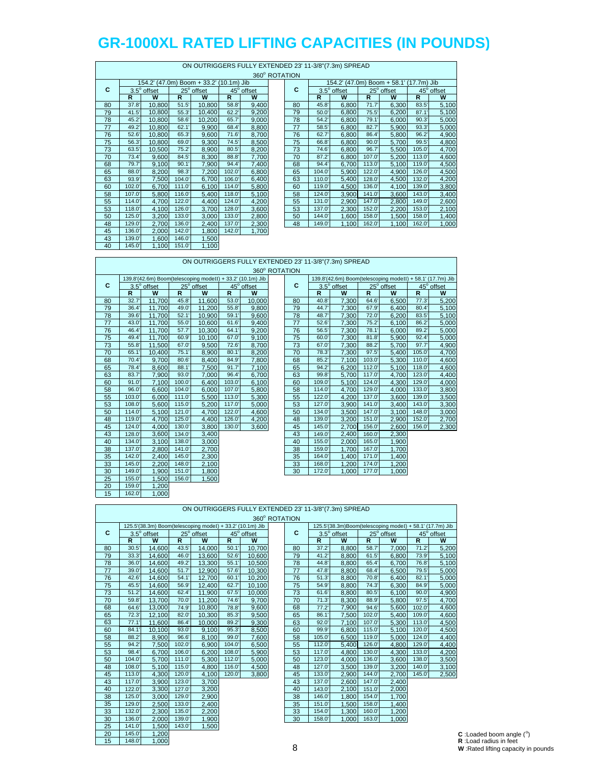# GR-1000XL RATED LIFTING CAPACITIES (IN POUNDS)

ON OUTRIGGERS FULLY EXTENDED 23' 11-3/8"(7.3m) SPREAD

360° ROTATION

| C | 154.2' (47.0m) Boom + 33.2' (10.1m) Jib | | | | | |
|---|---|---|---|---|---|---|
| | 3.5° offset | | 25° offset | | 45° offset | |
| | R | W | R | W | R | W |
| 80 | 37.8' | 10,800 | 51.5' | 10,800 | 58.8' | 9,400 |
| 79 | 41.5' | 10,800 | 55.3' | 10,400 | 62.2' | 9,200 |
| 78 | 45.2' | 10,800 | 58.6' | 10,200 | 65.7' | 9,000 |
| 77 | 49.2' | 10,800 | 62.1' | 9,900 | 68.4' | 8,800 |
| 76 | 52.6' | 10,800 | 65.3' | 9,600 | 71.6' | 8,700 |
| 75 | 56.3' | 10,800 | 69.0' | 9,300 | 74.5' | 8,500 |
| 73 | 63.5' | 10,500 | 75.2' | 8,900 | 80.5' | 8,200 |
| 70 | 73.4' | 9,600 | 84.5' | 8,300 | 88.8' | 7,700 |
| 68 | 79.7' | 9,100 | 90.1' | 7,900 | 94.4' | 7,400 |
| 65 | 88.0' | 8,200 | 98.3' | 7,200 | 102.0' | 6,800 |
| 63 | 93.9' | 7,500 | 104.0' | 6,700 | 106.0' | 6,400 |
| 60 | 102.0' | 6,700 | 111.0' | 6,100 | 114.0' | 5,800 |
| 58 | 107.0' | 5,800 | 116.0' | 5,400 | 118.0' | 5,100 |
| 55 | 114.0' | 4,700 | 122.0' | 4,400 | 124.0' | 4,200 |
| 53 | 118.0' | 4,100 | 126.0' | 3,700 | 128.0' | 3,600 |
| 50 | 125.0' | 3,200 | 133.0' | 3,000 | 133.0' | 2,800 |
| 48 | 129.0' | 2,700 | 136.0' | 2,400 | 137.0' | 2,300 |
| 45 | 136.0' | 2,000 | 142.0' | 1,800 | 142.0' | 1,700 |
| 43 | 139.0' | 1,600 | 146.0' | 1,500 | | |
| 40 | 145.0' | 1,100 | 151.0' | 1,100 | | |

| C | 154.2' (47.0m) Boom + 58.1' (17.7m) Jib | | | | | |
|---|---|---|---|---|---|---|
| | 3.5° offset | | 25° offset | | 45° offset | |
| | R | W | R | W | R | W |
| 80 | 45.8' | 6,800 | 71.7' | 6,300 | 83.5' | 5,100 |
| 79 | 50.0' | 6,800 | 75.5' | 6,200 | 87.1' | 5,100 |
| 78 | 54.2' | 6,800 | 79.1' | 6,000 | 90.3' | 5,000 |
| 77 | 58.5' | 6,800 | 82.7' | 5,900 | 93.3' | 5,000 |
| 76 | 62.7' | 6,800 | 86.4' | 5,800 | 96.2' | 4,900 |
| 75 | 66.8' | 6,800 | 90.0' | 5,700 | 99.5' | 4,800 |
| 73 | 74.6' | 6,800 | 96.7' | 5,500 | 105.0' | 4,700 |
| 70 | 87.2' | 6,800 | 107.0' | 5,200 | 113.0' | 4,600 |
| 68 | 94.4' | 6,700 | 113.0' | 5,100 | 119.0' | 4,500 |
| 65 | 104.0' | 5,900 | 122.0' | 4,900 | 126.0' | 4,500 |
| 63 | 110.0' | 5,400 | 128.0' | 4,500 | 132.0' | 4,200 |
| 60 | 119.0' | 4,500 | 136.0' | 4,100 | 139.0' | 3,800 |
| 58 | 124.0' | 3,900 | 141.0' | 3,600 | 143.0' | 3,400 |
| 55 | 131.0' | 2,900 | 147.0' | 2,800 | 149.0' | 2,600 |
| 53 | 137.0' | 2,300 | 152.0' | 2,200 | 153.0' | 2,100 |
| 50 | 144.0' | 1,600 | 158.0' | 1,500 | 158.0' | 1,400 |
| 48 | 149.0' | 1,100 | 162.0' | 1,100 | 162.0' | 1,000 |

ON OUTRIGGERS FULLY EXTENDED 23' 11-3/8"(7.3m) SPREAD

360° ROTATION

| C | 139.8'(42.6m) Boom(telescoping modeII) + 33.2' (10.1m) Jib | | | | | |
|---|---|---|---|---|---|---|
| | 3.5° offset | | 25° offset | | 45° offset | |
| | R | W | R | W | R | W |
| 80 | 32.7' | 11,700 | 45.8' | 11,600 | 53.0' | 10,000 |
| 79 | 36.4' | 11,700 | 49.0' | 11,200 | 55.8' | 9,800 |
| 78 | 39.6' | 11,700 | 52.1' | 10,900 | 59.1' | 9,600 |
| 77 | 43.0' | 11,700 | 55.0' | 10,600 | 61.6' | 9,400 |
| 76 | 46.4' | 11,700 | 57.7' | 10,300 | 64.1' | 9,200 |
| 75 | 49.4' | 11,700 | 60.9' | 10,100 | 67.0' | 9,100 |
| 73 | 55.8' | 11,500 | 67.0' | 9,500 | 72.6' | 8,700 |
| 70 | 65.1' | 10,400 | 75.1' | 8,900 | 80.1' | 8,200 |
| 68 | 70.4' | 9,700 | 80.6' | 8,400 | 84.9' | 7,800 |
| 65 | 78.4' | 8,600 | 88.1' | 7,500 | 91.7' | 7,100 |
| 63 | 83.7' | 7,900 | 93.0' | 7,000 | 96.4' | 6,700 |
| 60 | 91.0' | 7,100 | 100.0' | 6,400 | 103.0' | 6,100 |
| 58 | 96.0' | 6,600 | 104.0' | 6,000 | 107.0' | 5,800 |
| 55 | 103.0' | 6,000 | 111.0' | 5,500 | 113.0' | 5,300 |
| 53 | 108.0' | 5,600 | 115.0' | 5,200 | 117.0' | 5,000 |
| 50 | 114.0' | 5,100 | 121.0' | 4,700 | 122.0' | 4,600 |
| 48 | 119.0' | 4,700 | 125.0' | 4,400 | 126.0' | 4,200 |
| 45 | 124.0' | 4,000 | 130.0' | 3,800 | 130.0' | 3,600 |
| 43 | 128.0' | 3,600 | 134.0' | 3,400 | | |
| 40 | 134.0' | 3,100 | 138.0' | 3,000 | | |
| 38 | 137.0' | 2,800 | 141.0' | 2,700 | | |
| 35 | 142.0' | 2,400 | 145.0' | 2,300 | | |
| 33 | 145.0' | 2,200 | 148.0' | 2,100 | | |
| 30 | 149.0' | 1,900 | 151.0' | 1,800 | | |
| 25 | 155.0' | 1,500 | 156.0' | 1,500 | | |
| 20 | 159.0' | 1,200 | | | | |
| 15 | 162.0' | 1,000 | | | | |

| C | 139.8'(42.6m) Boom(telescoping modeII) + 58.1' (17.7m) Jib | | | | | |
|---|---|---|---|---|---|---|
| | 3.5° offset | | 25° offset | | 45° offset | |
| | R | W | R | W | R | W |
| 80 | 40.8' | 7,300 | 64.6' | 6,500 | 77.3' | 5,200 |
| 79 | 44.7' | 7,300 | 67.9' | 6,400 | 80.4' | 5,100 |
| 78 | 48.7' | 7,300 | 72.0' | 6,200 | 83.5' | 5,100 |
| 77 | 52.6' | 7,300 | 75.2' | 6,100 | 86.2' | 5,000 |
| 76 | 56.5' | 7,300 | 78.1' | 6,000 | 89.2' | 5,000 |
| 75 | 60.0' | 7,300 | 81.8' | 5,900 | 92.4' | 5,000 |
| 73 | 67.0' | 7,300 | 88.2' | 5,700 | 97.7' | 4,900 |
| 70 | 78.3' | 7,300 | 97.5' | 5,400 | 105.0' | 4,700 |
| 68 | 85.2' | 7,100 | 103.0' | 5,300 | 110.0' | 4,600 |
| 65 | 94.2' | 6,200 | 112.0' | 5,100 | 118.0' | 4,600 |
| 63 | 99.8' | 5,700 | 117.0' | 4,700 | 123.0' | 4,400 |
| 60 | 109.0' | 5,100 | 124.0' | 4,300 | 129.0' | 4,000 |
| 58 | 114.0' | 4,700 | 129.0' | 4,000 | 133.0' | 3,800 |
| 55 | 122.0' | 4,200 | 137.0' | 3,600 | 139.0' | 3,500 |
| 53 | 127.0' | 3,900 | 141.0' | 3,400 | 143.0' | 3,300 |
| 50 | 134.0' | 3,500 | 147.0' | 3,100 | 148.0' | 3,000 |
| 48 | 139.0' | 3,200 | 151.0' | 2,900 | 152.0' | 2,700 |
| 45 | 145.0' | 2,700 | 156.0' | 2,600 | 156.0' | 2,300 |
| 43 | 149.0' | 2,400 | 160.0' | 2,300 | | |
| 40 | 155.0' | 2,000 | 165.0' | 1,900 | | |
| 38 | 159.0' | 1,700 | 167.0' | 1,700 | | |
| 35 | 164.0' | 1,400 | 171.0' | 1,400 | | |
| 33 | 168.0' | 1,200 | 174.0' | 1,200 | | |
| 30 | 172.0' | 1,000 | 177.0' | 1,000 | | |

ON OUTRIGGERS FULLY EXTENDED 23' 11-3/8"(7.3m) SPREAD

360° ROTATION

| C | 125.5'(38.3m) Boom(telescoping modeI) + 33.2' (10.1m) Jib | | | | | |
|---|---|---|---|---|---|---|
| | 3.5° offset | | 25° offset | | 45° offset | |
| | R | W | R | W | R | W |
| 80 | 30.5' | 14,600 | 43.5' | 14,000 | 50.1' | 10,700 |
| 79 | 33.3' | 14,600 | 46.0' | 13,600 | 52.6' | 10,600 |
| 78 | 36.0' | 14,600 | 49.2' | 13,300 | 55.1' | 10,500 |
| 77 | 39.0' | 14,600 | 51.7' | 12,900 | 57.6' | 10,300 |
| 76 | 42.6' | 14,600 | 54.1' | 12,700 | 60.1' | 10,200 |
| 75 | 45.5' | 14,600 | 56.9' | 12,400 | 62.7' | 10,100 |
| 73 | 51.2' | 14,600 | 62.4' | 11,900 | 67.5' | 10,000 |
| 70 | 59.8' | 13,700 | 70.0' | 11,200 | 74.6' | 9,700 |
| 68 | 64.6' | 13,000 | 74.9' | 10,800 | 78.8' | 9,600 |
| 65 | 72.3' | 12,100 | 82.0' | 10,300 | 85.3' | 9,500 |
| 63 | 77.1' | 11,600 | 86.4' | 10,000 | 89.2' | 9,300 |
| 60 | 84.1' | 10,100 | 93.0' | 9,100 | 95.3' | 8,500 |
| 58 | 88.2' | 8,900 | 96.6' | 8,100 | 99.0' | 7,600 |
| 55 | 94.2' | 7,500 | 102.0' | 6,900 | 104.0' | 6,500 |
| 53 | 98.4' | 6,700 | 106.0' | 6,200 | 108.0' | 5,900 |
| 50 | 104.0' | 5,700 | 111.0' | 5,300 | 112.0' | 5,000 |
| 48 | 108.0' | 5,100 | 115.0' | 4,800 | 116.0' | 4,500 |
| 45 | 113.0' | 4,300 | 120.0' | 4,100 | 120.0' | 3,800 |
| 43 | 117.0' | 3,900 | 123.0' | 3,700 | | |
| 40 | 122.0' | 3,300 | 127.0' | 3,200 | | |
| 38 | 125.0' | 3,000 | 129.0' | 2,900 | | |
| 35 | 129.0' | 2,500 | 133.0' | 2,400 | | |
| 33 | 132.0' | 2,300 | 135.0' | 2,200 | | |
| 30 | 136.0' | 2,000 | 139.0' | 1,900 | | |
| 25 | 141.0' | 1,500 | 143.0' | 1,500 | | |
| 20 | 145.0' | 1,200 | | | | |
| 15 | 148.0' | 1,000 | | | | |

| C | 125.5'(38.3m)Boom(telescoping modeI) + 58.1' (17.7m) Jib | | | | | |
|---|---|---|---|---|---|---|
| | 3.5° offset | | 25° offset | | 45° offset | |
| | R | W | R | W | R | W |
| 80 | 37.2' | 8,800 | 58.7' | 7,000 | 71.2' | 5,200 |
| 79 | 41.2' | 8,800 | 61.5' | 6,800 | 73.9' | 5,100 |
| 78 | 44.8' | 8,800 | 65.4' | 6,700 | 76.8' | 5,100 |
| 77 | 47.8' | 8,800 | 68.4' | 6,500 | 79.5' | 5,000 |
| 76 | 51.3' | 8,800 | 70.8' | 6,400 | 82.1' | 5,000 |
| 75 | 54.9' | 8,800 | 74.3' | 6,300 | 84.9' | 5,000 |
| 73 | 61.6' | 8,800 | 80.5' | 6,100 | 90.0' | 4,900 |
| 70 | 71.3' | 8,300 | 88.9' | 5,800 | 97.5' | 4,700 |
| 68 | 77.2' | 7,900 | 94.6' | 5,600 | 102.0' | 4,600 |
| 65 | 86.1' | 7,500 | 102.0' | 5,400 | 109.0' | 4,600 |
| 63 | 92.0' | 7,100 | 107.0' | 5,300 | 113.0' | 4,500 |
| 60 | 99.9' | 6,800 | 115.0' | 5,100 | 120.0' | 4,500 |
| 58 | 105.0' | 6,500 | 119.0' | 5,000 | 124.0' | 4,400 |
| 55 | 112.0' | 5,400 | 126.0' | 4,800 | 129.0' | 4,400 |
| 53 | 117.0' | 4,800 | 130.0' | 4,300 | 133.0' | 4,200 |
| 50 | 123.0' | 4,000 | 136.0' | 3,600 | 138.0' | 3,500 |
| 48 | 127.0' | 3,500 | 139.0' | 3,200 | 140.0' | 3,100 |
| 45 | 133.0' | 2,900 | 144.0' | 2,700 | 145.0' | 2,500 |
| 43 | 137.0' | 2,600 | 147.0' | 2,400 | | |
| 40 | 143.0' | 2,100 | 151.0' | 2,000 | | |
| 38 | 146.0' | 1,800 | 154.0' | 1,700 | | |
| 35 | 151.0' | 1,500 | 158.0' | 1,400 | | |
| 33 | 154.0' | 1,300 | 160.0' | 1,200 | | |
| 30 | 158.0' | 1,000 | 163.0' | 1,000 | | |

**C** :Loaded boom angle (°)
**R** :Load radius in feet
**W** :Rated lifting capacity in pounds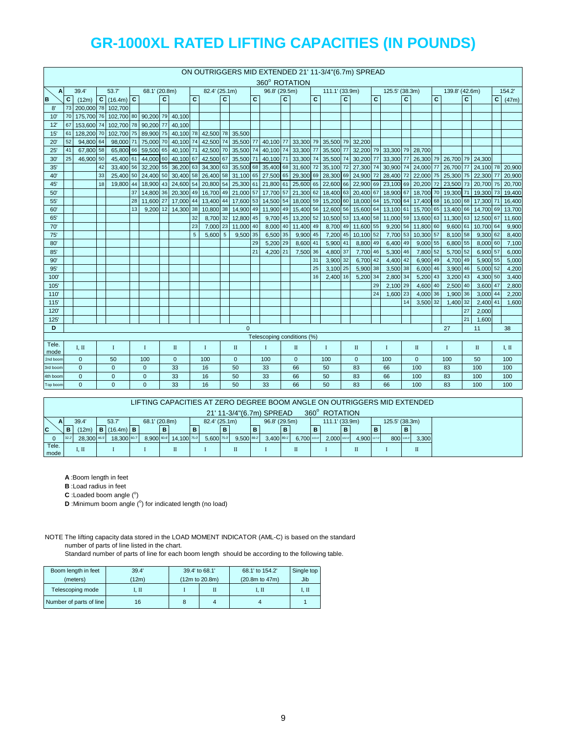# GR-1000XL RATED LIFTING CAPACITIES (IN POUNDS)

**ON OUTRIGGERS MID EXTENDED 21' 11-3/4"(6.7m) SPREAD**

**360° ROTATION**

| A | 39.4' | | 53.7' | | 68.1' (20.8m) | | | | 82.4' (25.1m) | | | | 96.8' (29.5m) | | | | 111.1' (33.9m) | | | | 125.5' (38.3m) | | | | 139.8' (42.6m) | | | | 154.2' | |
|---|---|---|---|---|---|---|---|---|---|---|---|---|---|---|---|---|---|---|---|---|---|---|---|---|---|---|---|---|---|---|---|---|
| B | C | (12m) | C | (16.4m) | C | | C | | C | | C | | C | | C | | C | | C | | C | | C | | C | | C | | C | (47m) |
| 8' | 73 | 200,000 | 78 | 102,700 | | | | | | | | | | | | | | | | | | | | | | | | | | |
| 10' | 70 | 175,700 | 76 | 102,700 | 80 | 90,200 | 79 | 40,100 | | | | | | | | | | | | | | | | | | | | | | |
| 12' | 67 | 153,600 | 74 | 102,700 | 78 | 90,200 | 77 | 40,100 | | | | | | | | | | | | | | | | | | | | | | |
| 15' | 61 | 128,200 | 70 | 102,700 | 75 | 89,900 | 75 | 40,100 | 78 | 42,500 | 78 | 35,500 | | | | | | | | | | | | | | | | | | |
| 20' | 52 | 94,800 | 64 | 98,000 | 71 | 75,000 | 70 | 40,100 | 74 | 42,500 | 74 | 35,500 | 77 | 40,100 | 77 | 33,300 | 79 | 35,500 | 79 | 32,200 | | | | | | | | | | |
| 25' | 41 | 67,800 | 58 | 65,800 | 66 | 59,500 | 65 | 40,100 | 71 | 42,500 | 70 | 35,500 | 74 | 40,100 | 74 | 33,300 | 77 | 35,500 | 77 | 32,200 | 79 | 33,300 | 79 | 28,700 | | | | | | |
| 30' | 25 | 46,900 | 50 | 45,400 | 61 | 44,000 | 60 | 40,100 | 67 | 42,500 | 67 | 35,500 | 71 | 40,100 | 71 | 33,300 | 74 | 35,500 | 74 | 30,200 | 77 | 33,300 | 77 | 26,300 | 79 | 26,700 | 79 | 24,300 | | |
| 35' | | | 42 | 33,400 | 56 | 32,200 | 55 | 36,200 | 63 | 34,300 | 63 | 35,500 | 68 | 35,400 | 68 | 31,600 | 72 | 35,100 | 72 | 27,300 | 74 | 30,900 | 74 | 24,000 | 77 | 26,700 | 77 | 24,100 | 78 | 20,900 |
| 40' | | | 33 | 25,400 | 50 | 24,400 | 50 | 30,400 | 58 | 26,400 | 58 | 31,100 | 65 | 27,500 | 65 | 29,300 | 69 | 28,300 | 69 | 24,900 | 72 | 28,400 | 72 | 22,000 | 75 | 25,300 | 75 | 22,300 | 77 | 20,900 |
| 45' | | | 18 | 19,800 | 44 | 18,900 | 43 | 24,600 | 54 | 20,800 | 54 | 25,300 | 61 | 21,800 | 61 | 25,600 | 65 | 22,600 | 66 | 22,900 | 69 | 23,100 | 69 | 20,200 | 72 | 23,500 | 73 | 20,700 | 75 | 20,700 |
| 50' | | | | | 37 | 14,800 | 36 | 20,300 | 49 | 16,700 | 49 | 21,000 | 57 | 17,700 | 57 | 21,300 | 62 | 18,400 | 63 | 20,400 | 67 | 18,900 | 67 | 18,700 | 70 | 19,300 | 71 | 19,300 | 73 | 19,400 |
| 55' | | | | | 28 | 11,600 | 27 | 17,000 | 44 | 13,400 | 44 | 17,600 | 53 | 14,500 | 54 | 18,000 | 59 | 15,200 | 60 | 18,000 | 64 | 15,700 | 64 | 17,400 | 68 | 16,100 | 68 | 17,300 | 71 | 16,400 |
| 60' | | | | | 13 | 9,200 | 12 | 14,300 | 38 | 10,800 | 38 | 14,900 | 49 | 11,900 | 49 | 15,400 | 56 | 12,600 | 56 | 15,600 | 64 | 13,100 | 61 | 15,700 | 65 | 13,400 | 66 | 14,700 | 69 | 13,700 |
| 65' | | | | | | | | | 32 | 8,700 | 32 | 12,800 | 45 | 9,700 | 45 | 13,200 | 52 | 10,500 | 53 | 13,400 | 58 | 11,000 | 59 | 13,600 | 63 | 11,300 | 63 | 12,500 | 67 | 11,600 |
| 70' | | | | | | | | | 23 | 7,000 | 23 | 11,000 | 40 | 8,000 | 40 | 11,400 | 49 | 8,700 | 49 | 11,600 | 55 | 9,200 | 56 | 11,800 | 60 | 9,600 | 61 | 10,700 | 64 | 9,900 |
| 75' | | | | | | | | | 5 | 5,600 | 5 | 9,500 | 35 | 6,500 | 35 | 9,900 | 45 | 7,200 | 45 | 10,100 | 52 | 7,700 | 53 | 10,300 | 57 | 8,100 | 58 | 9,300 | 62 | 8,400 |
| 80' | | | | | | | | | | | | | 29 | 5,200 | 29 | 8,600 | 41 | 5,900 | 41 | 8,800 | 49 | 6,400 | 49 | 9,000 | 55 | 6,800 | 55 | 8,000 | 60 | 7,100 |
| 85' | | | | | | | | | | | | | 21 | 4,200 | 21 | 7,500 | 36 | 4,800 | 37 | 7,700 | 46 | 5,300 | 46 | 7,800 | 52 | 5,700 | 52 | 6,900 | 57 | 6,000 |
| 90' | | | | | | | | | | | | | | | | | 31 | 3,900 | 32 | 6,700 | 42 | 4,400 | 42 | 6,900 | 49 | 4,700 | 49 | 5,900 | 55 | 5,000 |
| 95' | | | | | | | | | | | | | | | | | 25 | 3,100 | 25 | 5,900 | 38 | 3,500 | 38 | 6,000 | 46 | 3,900 | 46 | 5,000 | 52 | 4,200 |
| 100' | | | | | | | | | | | | | | | | | 16 | 2,400 | 16 | 5,200 | 34 | 2,800 | 34 | 5,200 | 43 | 3,200 | 43 | 4,300 | 50 | 3,400 |
| 105' | | | | | | | | | | | | | | | | | | | | | 29 | 2,100 | 29 | 4,600 | 40 | 2,500 | 40 | 3,600 | 47 | 2,800 |
| 110' | | | | | | | | | | | | | | | | | | | | | 24 | 1,600 | 23 | 4,000 | 36 | 1,900 | 36 | 3,000 | 44 | 2,200 |
| 115' | | | | | | | | | | | | | | | | | | | | | | | 14 | 3,500 | 32 | 1,400 | 32 | 2,400 | 41 | 1,600 |
| 120' | | | | | | | | | | | | | | | | | | | | | | | | | | | 27 | 2,000 | | |
| 125' | | | | | | | | | | | | | | | | | | | | | | | | | | | 21 | 1,600 | | |
| D | 0 | | | | | | | | | | | | | | | | | | | | | | | | | 27 | | 11 | | 38 |
| Telescoping conditions (%) | | | | | | | | | | | | | | | | | | | | | | | | | | | | | | |
| Tele. mode | I, II | | I | | I | | II | | I | | II | | I | | II | | I | | II | | I | | II | | I | | II | | I, II | |
| 2nd boom | 0 | | 50 | | 100 | | 0 | | 100 | | 0 | | 100 | | 0 | | 100 | | 0 | | 100 | | 0 | | 100 | | 50 | | 100 | |
| 3rd boom | 0 | | 0 | | 0 | | 33 | | 16 | | 50 | | 33 | | 66 | | 50 | | 83 | | 66 | | 100 | | 83 | | 100 | | 100 | |
| 4th boom | 0 | | 0 | | 0 | | 33 | | 16 | | 50 | | 33 | | 66 | | 50 | | 83 | | 66 | | 100 | | 83 | | 100 | | 100 | |
| Top boom | 0 | | 0 | | 0 | | 33 | | 16 | | 50 | | 33 | | 66 | | 50 | | 83 | | 66 | | 100 | | 83 | | 100 | | 100 | |

**LIFTING CAPACITIES AT ZERO DEGREE BOOM ANGLE ON OUTRIGGERS MID EXTENDED 21' 11-3/4"(6.7m) SPREAD 360° ROTATION**

| A | 39.4' | | 53.7' | | 68.1' (20.8m) | | | | 82.4' (25.1m) | | | | 96.8' (29.5m) | | | | 111.1' (33.9m) | | | | 125.5' (38.3m) | | | |
|---|---|---|---|---|---|---|---|---|---|---|---|---|---|---|---|---|---|---|---|---|---|---|---|---|
| C | B | (12m) | B | (16.4m) | B | | B | | B | | B | | B | | B | | B | | B | | B | | B | |
| 0 | 32.2' | 28,300 | 46.5' | 18,300 | 60.7' | 8,900 | 60.6' | 14,100 | 75.0' | 5,600 | 75.0' | 9,500 | 89.2' | 3,400 | 89.1' | 6,700 | 103.0' | 2,000 | 102.0' | 4,900 | 117.0' | 800 | 116.0' | 3,300 |
| Tele. mode | I, II | | I | | I | | II | | I | | II | | I | | II | | I | | II | | I | | II | |

**A** :Boom length in feet

**B** :Load radius in feet

**C** :Loaded boom angle (°)

**D** :Minimum boom angle (°) for indicated length (no load)

NOTE The lifting capacity data stored in the LOAD MOMENT INDICATOR (AML-C) is based on the standard number of parts of line listed in the chart.
Standard number of parts of line for each boom length should be according to the following table.

| Boom length in feet (meters) | 39.4' (12m) | 39.4' to 68.1' (12m to 20.8m) | | 68.1' to 154.2' (20.8m to 47m) | Single top Jib |
|---|---|---|---|---|---|
| Telescoping mode | I, II | I | II | I, II | I, II |
| Number of parts of line | 16 | 8 | 4 | 4 | 1 |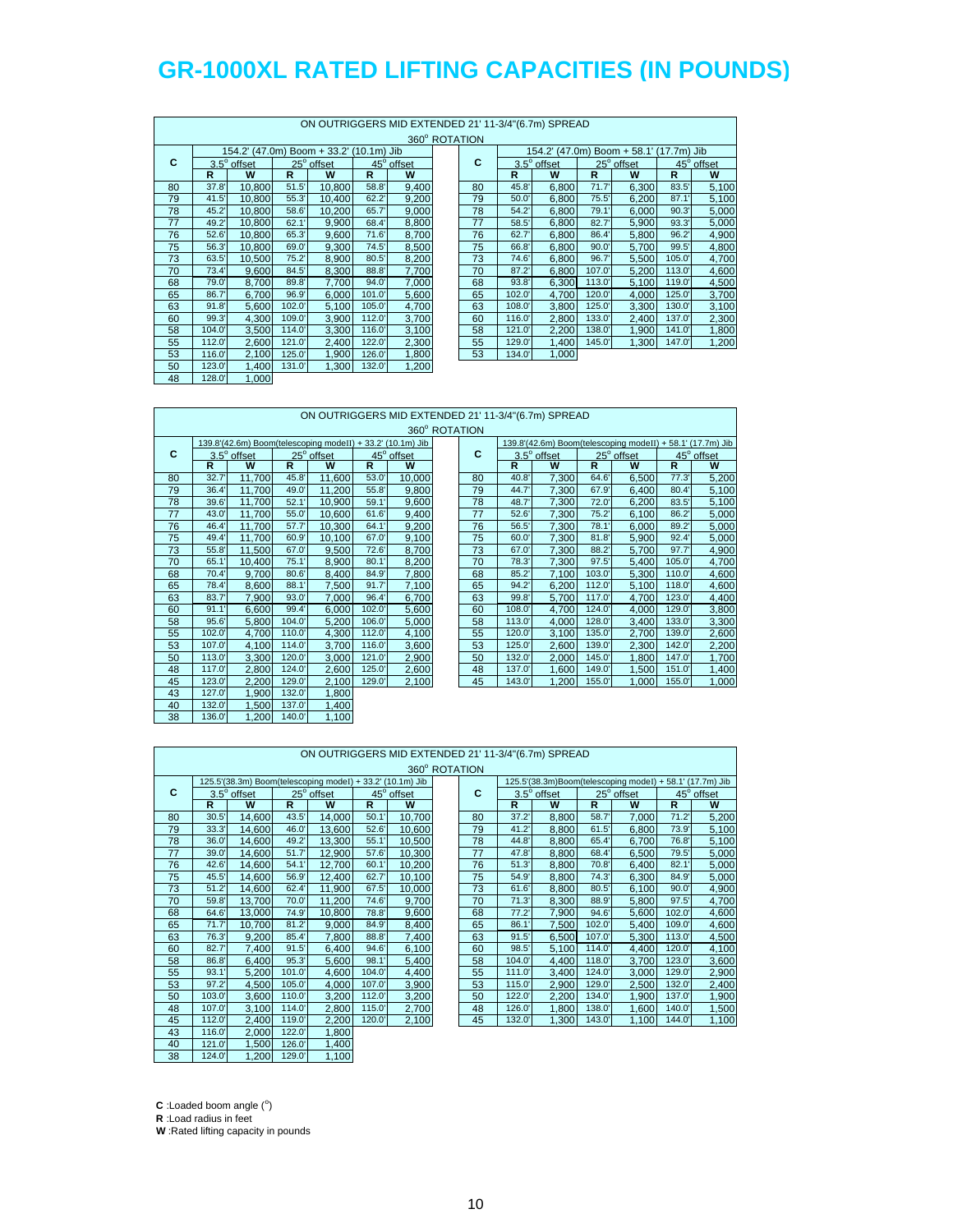# GR-1000XL RATED LIFTING CAPACITIES (IN POUNDS)

ON OUTRIGGERS MID EXTENDED 21' 11-3/4"(6.7m) SPREAD

360° ROTATION

| C | 154.2' (47.0m) Boom + 33.2' (10.1m) Jib | | | | | |
|---|---|---|---|---|---|---|
| | 3.5° offset | | 25° offset | | 45° offset | |
| | R | W | R | W | R | W |
| 80 | 37.8' | 10,800 | 51.5' | 10,800 | 58.8' | 9,400 |
| 79 | 41.5' | 10,800 | 55.3' | 10,400 | 62.2' | 9,200 |
| 78 | 45.2' | 10,800 | 58.6' | 10,200 | 65.7' | 9,000 |
| 77 | 49.2' | 10,800 | 62.1' | 9,900 | 68.4' | 8,800 |
| 76 | 52.6' | 10,800 | 65.3' | 9,600 | 71.6' | 8,700 |
| 75 | 56.3' | 10,800 | 69.0' | 9,300 | 74.5' | 8,500 |
| 73 | 63.5' | 10,500 | 75.2' | 8,900 | 80.5' | 8,200 |
| 70 | 73.4' | 9,600 | 84.5' | 8,300 | 88.8' | 7,700 |
| 68 | 79.0' | 8,700 | 89.8' | 7,700 | 94.0' | 7,000 |
| 65 | 86.7' | 6,700 | 96.9' | 6,000 | 101.0' | 5,600 |
| 63 | 91.8' | 5,600 | 102.0' | 5,100 | 105.0' | 4,700 |
| 60 | 99.3' | 4,300 | 109.0' | 3,900 | 112.0' | 3,700 |
| 58 | 104.0' | 3,500 | 114.0' | 3,300 | 116.0' | 3,100 |
| 55 | 112.0' | 2,600 | 121.0' | 2,400 | 122.0' | 2,300 |
| 53 | 116.0' | 2,100 | 125.0' | 1,900 | 126.0' | 1,800 |
| 50 | 123.0' | 1,400 | 131.0' | 1,300 | 132.0' | 1,200 |
| 48 | 128.0' | 1,000 | | | | |

| C | 154.2' (47.0m) Boom + 58.1' (17.7m) Jib | | | | | |
|---|---|---|---|---|---|---|
| | 3.5° offset | | 25° offset | | 45° offset | |
| | R | W | R | W | R | W |
| 80 | 45.8' | 6,800 | 71.7' | 6,300 | 83.5' | 5,100 |
| 79 | 50.0' | 6,800 | 75.5' | 6,200 | 87.1' | 5,100 |
| 78 | 54.2' | 6,800 | 79.1' | 6,000 | 90.3' | 5,000 |
| 77 | 58.5' | 6,800 | 82.7' | 5,900 | 93.3' | 5,000 |
| 76 | 62.7' | 6,800 | 86.4' | 5,800 | 96.2' | 4,900 |
| 75 | 66.8' | 6,800 | 90.0' | 5,700 | 99.5' | 4,800 |
| 73 | 74.6' | 6,800 | 96.7' | 5,500 | 105.0' | 4,700 |
| 70 | 87.2' | 6,800 | 107.0' | 5,200 | 113.0' | 4,600 |
| 68 | 93.8' | 6,300 | 113.0' | 5,100 | 119.0' | 4,500 |
| 65 | 102.0' | 4,700 | 120.0' | 4,000 | 125.0' | 3,700 |
| 63 | 108.0' | 3,800 | 125.0' | 3,300 | 130.0' | 3,100 |
| 60 | 116.0' | 2,800 | 133.0' | 2,400 | 137.0' | 2,300 |
| 58 | 121.0' | 2,200 | 138.0' | 1,900 | 141.0' | 1,800 |
| 55 | 129.0' | 1,400 | 145.0' | 1,300 | 147.0' | 1,200 |
| 53 | 134.0' | 1,000 | | | | |

ON OUTRIGGERS MID EXTENDED 21' 11-3/4"(6.7m) SPREAD

360° ROTATION

| C | 139.8'(42.6m) Boom(telescoping modeII) + 33.2' (10.1m) Jib | | | | | |
|---|---|---|---|---|---|---|
| | 3.5° offset | | 25° offset | | 45° offset | |
| | R | W | R | W | R | W |
| 80 | 32.7' | 11,700 | 45.8' | 11,600 | 53.0' | 10,000 |
| 79 | 36.4' | 11,700 | 49.0' | 11,200 | 55.8' | 9,800 |
| 78 | 39.6' | 11,700 | 52.1' | 10,900 | 59.1' | 9,600 |
| 77 | 43.0' | 11,700 | 55.0' | 10,600 | 61.6' | 9,400 |
| 76 | 46.4' | 11,700 | 57.7' | 10,300 | 64.1' | 9,200 |
| 75 | 49.4' | 11,700 | 60.9' | 10,100 | 67.0' | 9,100 |
| 73 | 55.8' | 11,500 | 67.0' | 9,500 | 72.6' | 8,700 |
| 70 | 65.1' | 10,400 | 75.1' | 8,900 | 80.1' | 8,200 |
| 68 | 70.4' | 9,700 | 80.6' | 8,400 | 84.9' | 7,800 |
| 65 | 78.4' | 8,600 | 88.1' | 7,500 | 91.7' | 7,100 |
| 63 | 83.7' | 7,900 | 93.0' | 7,000 | 96.4' | 6,700 |
| 60 | 91.1' | 6,600 | 99.4' | 6,000 | 102.0' | 5,600 |
| 58 | 95.6' | 5,800 | 104.0' | 5,200 | 106.0' | 5,000 |
| 55 | 102.0' | 4,700 | 110.0' | 4,300 | 112.0' | 4,100 |
| 53 | 107.0' | 4,100 | 114.0' | 3,700 | 116.0' | 3,600 |
| 50 | 113.0' | 3,300 | 120.0' | 3,000 | 121.0' | 2,900 |
| 48 | 117.0' | 2,800 | 124.0' | 2,600 | 125.0' | 2,600 |
| 45 | 123.0' | 2,200 | 129.0' | 2,100 | 129.0' | 2,100 |
| 43 | 127.0' | 1,900 | 132.0' | 1,800 | | |
| 40 | 132.0' | 1,500 | 137.0' | 1,400 | | |
| 38 | 136.0' | 1,200 | 140.0' | 1,100 | | |

| C | 139.8'(42.6m) Boom(telescoping modeII) + 58.1' (17.7m) Jib | | | | | |
|---|---|---|---|---|---|---|
| | 3.5° offset | | 25° offset | | 45° offset | |
| | R | W | R | W | R | W |
| 80 | 40.8' | 7,300 | 64.6' | 6,500 | 77.3' | 5,200 |
| 79 | 44.7' | 7,300 | 67.9' | 6,400 | 80.4' | 5,100 |
| 78 | 48.7' | 7,300 | 72.0' | 6,200 | 83.5' | 5,100 |
| 77 | 52.6' | 7,300 | 75.2' | 6,100 | 86.2' | 5,000 |
| 76 | 56.5' | 7,300 | 78.1' | 6,000 | 89.2' | 5,000 |
| 75 | 60.0' | 7,300 | 81.8' | 5,900 | 92.4' | 5,000 |
| 73 | 67.0' | 7,300 | 88.2' | 5,700 | 97.7' | 4,900 |
| 70 | 78.3' | 7,300 | 97.5' | 5,400 | 105.0' | 4,700 |
| 68 | 85.2' | 7,100 | 103.0' | 5,300 | 110.0' | 4,600 |
| 65 | 94.2' | 6,200 | 112.0' | 5,100 | 118.0' | 4,600 |
| 63 | 99.8' | 5,700 | 117.0' | 4,700 | 123.0' | 4,400 |
| 60 | 108.0' | 4,700 | 124.0' | 4,000 | 129.0' | 3,800 |
| 58 | 113.0' | 4,000 | 128.0' | 3,400 | 133.0' | 3,300 |
| 55 | 120.0' | 3,100 | 135.0' | 2,700 | 139.0' | 2,600 |
| 53 | 125.0' | 2,600 | 139.0' | 2,300 | 142.0' | 2,200 |
| 50 | 132.0' | 2,000 | 145.0' | 1,800 | 147.0' | 1,700 |
| 48 | 137.0' | 1,600 | 149.0' | 1,500 | 151.0' | 1,400 |
| 45 | 143.0' | 1,200 | 155.0' | 1,000 | 155.0' | 1,000 |

ON OUTRIGGERS MID EXTENDED 21' 11-3/4"(6.7m) SPREAD

360° ROTATION

| C | 125.5'(38.3m) Boom(telescoping model) + 33.2' (10.1m) Jib | | | | | |
|---|---|---|---|---|---|---|
| | 3.5° offset | | 25° offset | | 45° offset | |
| | R | W | R | W | R | W |
| 80 | 30.5' | 14,600 | 43.5' | 14,000 | 50.1' | 10,700 |
| 79 | 33.3' | 14,600 | 46.0' | 13,600 | 52.6' | 10,600 |
| 78 | 36.0' | 14,600 | 49.2' | 13,300 | 55.1' | 10,500 |
| 77 | 39.0' | 14,600 | 51.7' | 12,900 | 57.6' | 10,300 |
| 76 | 42.6' | 14,600 | 54.1' | 12,700 | 60.1' | 10,200 |
| 75 | 45.5' | 14,600 | 56.9' | 12,400 | 62.7' | 10,100 |
| 73 | 51.2' | 14,600 | 62.4' | 11,900 | 67.5' | 10,000 |
| 70 | 59.8' | 13,700 | 70.0' | 11,200 | 74.6' | 9,700 |
| 68 | 64.6' | 13,000 | 74.9' | 10,800 | 78.8' | 9,600 |
| 65 | 71.7' | 10,700 | 81.2' | 9,000 | 84.9' | 8,400 |
| 63 | 76.3' | 9,200 | 85.4' | 7,800 | 88.8' | 7,400 |
| 60 | 82.7' | 7,400 | 91.5' | 6,400 | 94.6' | 6,100 |
| 58 | 86.8' | 6,400 | 95.3' | 5,600 | 98.1' | 5,400 |
| 55 | 93.1' | 5,200 | 101.0' | 4,600 | 104.0' | 4,400 |
| 53 | 97.2' | 4,500 | 105.0' | 4,000 | 107.0' | 3,900 |
| 50 | 103.0' | 3,600 | 110.0' | 3,200 | 112.0' | 3,200 |
| 48 | 107.0' | 3,100 | 114.0' | 2,800 | 115.0' | 2,700 |
| 45 | 112.0' | 2,400 | 119.0' | 2,200 | 120.0' | 2,100 |
| 43 | 116.0' | 2,000 | 122.0' | 1,800 | | |
| 40 | 121.0' | 1,500 | 126.0' | 1,400 | | |
| 38 | 124.0' | 1,200 | 129.0' | 1,100 | | |

| C | 125.5'(38.3m)Boom(telescoping model) + 58.1' (17.7m) Jib | | | | | |
|---|---|---|---|---|---|---|
| | 3.5° offset | | 25° offset | | 45° offset | |
| | R | W | R | W | R | W |
| 80 | 37.2' | 8,800 | 58.7' | 7,000 | 71.2' | 5,200 |
| 79 | 41.2' | 8,800 | 61.5' | 6,800 | 73.9' | 5,100 |
| 78 | 44.8' | 8,800 | 65.4' | 6,700 | 76.8' | 5,100 |
| 77 | 47.8' | 8,800 | 68.4' | 6,500 | 79.5' | 5,000 |
| 76 | 51.3' | 8,800 | 70.8' | 6,400 | 82.1' | 5,000 |
| 75 | 54.9' | 8,800 | 74.3' | 6,300 | 84.9' | 5,000 |
| 73 | 61.6' | 8,800 | 80.5' | 6,100 | 90.0' | 4,900 |
| 70 | 71.3' | 8,300 | 88.9' | 5,800 | 97.5' | 4,700 |
| 68 | 77.2' | 7,900 | 94.6' | 5,600 | 102.0' | 4,600 |
| 65 | 86.1' | 7,500 | 102.0' | 5,400 | 109.0' | 4,600 |
| 63 | 91.5' | 6,500 | 107.0' | 5,300 | 113.0' | 4,500 |
| 60 | 98.5' | 5,100 | 114.0' | 4,400 | 120.0' | 4,100 |
| 58 | 104.0' | 4,400 | 118.0' | 3,700 | 123.0' | 3,600 |
| 55 | 111.0' | 3,400 | 124.0' | 3,000 | 129.0' | 2,900 |
| 53 | 115.0' | 2,900 | 129.0' | 2,500 | 132.0' | 2,400 |
| 50 | 122.0' | 2,200 | 134.0' | 1,900 | 137.0' | 1,900 |
| 48 | 126.0' | 1,800 | 138.0' | 1,600 | 140.0' | 1,500 |
| 45 | 132.0' | 1,300 | 143.0' | 1,100 | 144.0' | 1,100 |

**C** :Loaded boom angle (°)

**R** :Load radius in feet

**W** :Rated lifting capacity in pounds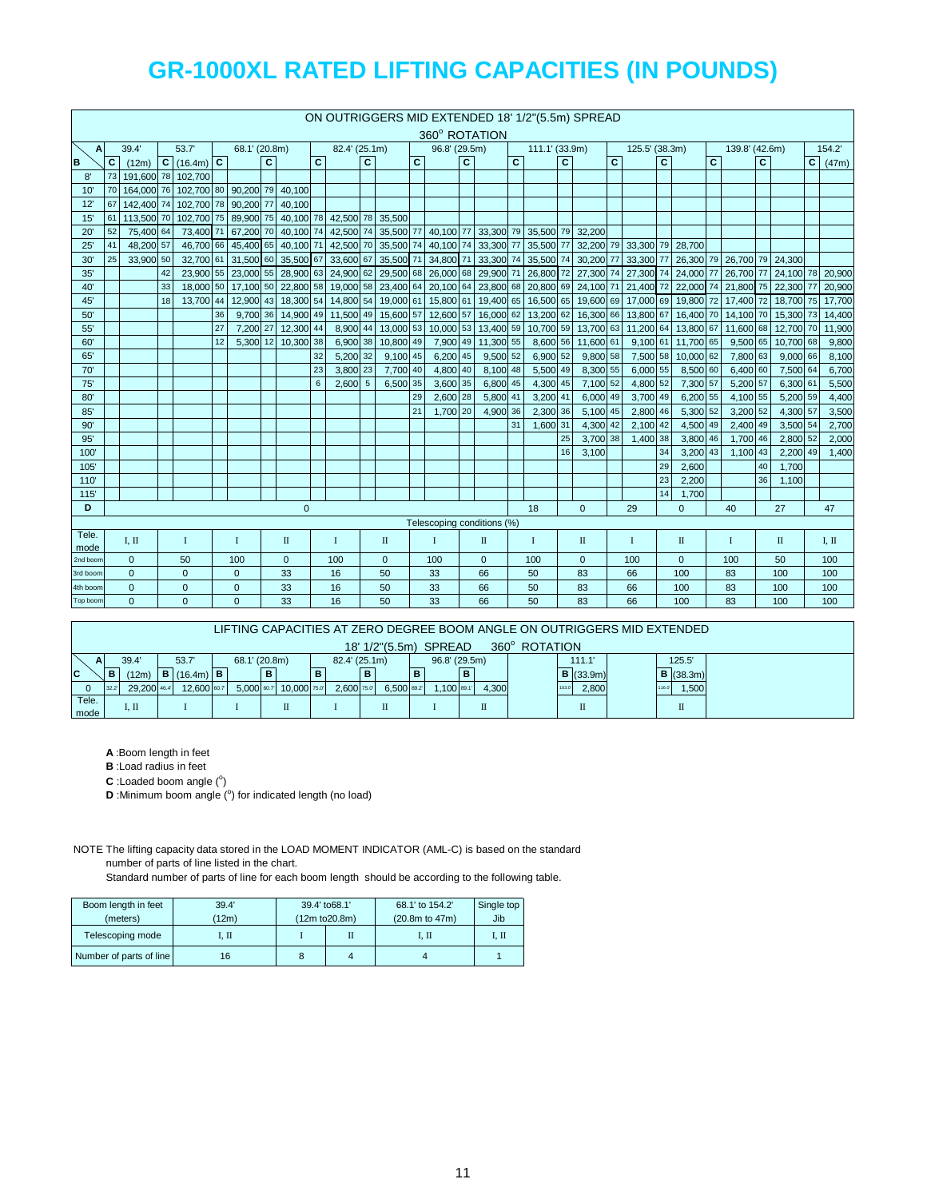# GR-1000XL RATED LIFTING CAPACITIES (IN POUNDS)

**ON OUTRIGGERS MID EXTENDED 18' 1/2"(5.5m) SPREAD**

**360° ROTATION**

| A \ B | C | 39.4' (12m) | C | 53.7' (16.4m) | C | 68.1' (20.8m) | C | | C | 82.4' (25.1m) | C | | C | 96.8' (29.5m) | C | | C | 111.1' (33.9m) | C | | C | 125.5' (38.3m) | C | | C | 139.8' (42.6m) | C | | C | 154.2' (47m) |
|---|---|---|---|---|---|---|---|---|---|---|---|---|---|---|---|---|---|---|---|---|---|---|---|---|---|---|---|---|---|---|
| 8' | 73 | 191,600 | 78 | 102,700 | | | | | | | | | | | | | | | | | | | | | | | | | | |
| 10' | 70 | 164,000 | 76 | 102,700 | 80 | 90,200 | 79 | 40,100 | | | | | | | | | | | | | | | | | | | | | | |
| 12' | 67 | 142,400 | 74 | 102,700 | 78 | 90,200 | 77 | 40,100 | | | | | | | | | | | | | | | | | | | | | | |
| 15' | 61 | 113,500 | 70 | 102,700 | 75 | 89,900 | 75 | 40,100 | 78 | 42,500 | 78 | 35,500 | | | | | | | | | | | | | | | | | | |
| 20' | 52 | 75,400 | 64 | 73,400 | 71 | 67,200 | 70 | 40,100 | 74 | 42,500 | 74 | 35,500 | 77 | 40,100 | 77 | 33,300 | 79 | 35,500 | 79 | 32,200 | | | | | | | | | | |
| 25' | 41 | 48,200 | 57 | 46,700 | 66 | 45,400 | 65 | 40,100 | 71 | 42,500 | 70 | 35,500 | 74 | 40,100 | 74 | 33,300 | 77 | 35,500 | 77 | 32,200 | 79 | 33,300 | 79 | 28,700 | | | | | | |
| 30' | 25 | 33,900 | 50 | 32,700 | 61 | 31,500 | 60 | 35,500 | 67 | 33,600 | 67 | 35,500 | 71 | 34,800 | 71 | 33,300 | 74 | 35,500 | 74 | 30,200 | 77 | 33,300 | 77 | 26,300 | 79 | 26,700 | 79 | 24,300 | | |
| 35' | | | 42 | 23,900 | 55 | 23,000 | 55 | 28,900 | 63 | 24,900 | 62 | 29,500 | 68 | 26,000 | 68 | 29,900 | 71 | 26,800 | 72 | 27,300 | 74 | 27,300 | 74 | 24,000 | 77 | 26,700 | 77 | 24,100 | 78 | 20,900 |
| 40' | | | 33 | 18,000 | 50 | 17,100 | 50 | 22,800 | 58 | 19,000 | 58 | 23,400 | 64 | 20,100 | 64 | 23,800 | 68 | 20,800 | 69 | 24,100 | 71 | 21,400 | 72 | 22,000 | 74 | 21,800 | 75 | 22,300 | 77 | 20,900 |
| 45' | | | 18 | 13,700 | 44 | 12,900 | 43 | 18,300 | 54 | 14,800 | 54 | 19,000 | 61 | 15,800 | 61 | 19,400 | 65 | 16,500 | 65 | 19,600 | 69 | 17,000 | 69 | 19,800 | 72 | 17,400 | 72 | 18,700 | 75 | 17,700 |
| 50' | | | | | 36 | 9,700 | 36 | 14,900 | 49 | 11,500 | 49 | 15,600 | 57 | 12,600 | 57 | 16,000 | 62 | 13,200 | 62 | 16,300 | 66 | 13,800 | 67 | 16,400 | 70 | 14,100 | 70 | 15,300 | 73 | 14,400 |
| 55' | | | | | 27 | 7,200 | 27 | 12,300 | 44 | 8,900 | 44 | 13,000 | 53 | 10,000 | 53 | 13,400 | 59 | 10,700 | 59 | 13,700 | 63 | 11,200 | 64 | 13,800 | 67 | 11,600 | 68 | 12,700 | 70 | 11,900 |
| 60' | | | | | 12 | 5,300 | 12 | 10,300 | 38 | 6,900 | 38 | 10,800 | 49 | 7,900 | 49 | 11,300 | 55 | 8,600 | 56 | 11,600 | 61 | 9,100 | 61 | 11,700 | 65 | 9,500 | 65 | 10,700 | 68 | 9,800 |
| 65' | | | | | | | | | 32 | 5,200 | 32 | 9,100 | 45 | 6,200 | 45 | 9,500 | 52 | 6,900 | 52 | 9,800 | 58 | 7,500 | 58 | 10,000 | 62 | 7,800 | 63 | 9,000 | 66 | 8,100 |
| 70' | | | | | | | | | 23 | 3,800 | 23 | 7,700 | 40 | 4,800 | 40 | 8,100 | 48 | 5,500 | 49 | 8,300 | 55 | 6,000 | 55 | 8,500 | 60 | 6,400 | 60 | 7,500 | 64 | 6,700 |
| 75' | | | | | | | | | 6 | 2,600 | 5 | 6,500 | 35 | 3,600 | 35 | 6,800 | 45 | 4,300 | 45 | 7,100 | 52 | 4,800 | 52 | 7,300 | 57 | 5,200 | 57 | 6,300 | 61 | 5,500 |
| 80' | | | | | | | | | | | | | 29 | 2,600 | 28 | 5,800 | 41 | 3,200 | 41 | 6,000 | 49 | 3,700 | 49 | 6,200 | 55 | 4,100 | 55 | 5,200 | 59 | 4,400 |
| 85' | | | | | | | | | | | | | 21 | 1,700 | 20 | 4,900 | 36 | 2,300 | 36 | 5,100 | 45 | 2,800 | 46 | 5,300 | 52 | 3,200 | 52 | 4,300 | 57 | 3,500 |
| 90' | | | | | | | | | | | | | | | | | 31 | 1,600 | 31 | 4,300 | 42 | 2,100 | 42 | 4,500 | 49 | 2,400 | 49 | 3,500 | 54 | 2,700 |
| 95' | | | | | | | | | | | | | | | | | | | 25 | 3,700 | 38 | 1,400 | 38 | 3,800 | 46 | 1,700 | 46 | 2,800 | 52 | 2,000 |
| 100' | | | | | | | | | | | | | | | | | | | 16 | 3,100 | | | 34 | 3,200 | 43 | 1,100 | 43 | 2,200 | 49 | 1,400 |
| 105' | | | | | | | | | | | | | | | | | | | | | | | 29 | 2,600 | | | 40 | 1,700 | | |
| 110' | | | | | | | | | | | | | | | | | | | | | | | 23 | 2,200 | | | 36 | 1,100 | | |
| 115' | | | | | | | | | | | | | | | | | | | | | | | 14 | 1,700 | | | | | | |
| D | | 0 | | 0 | | 0 | | 0 | | 0 | | 0 | | 0 | | 0 | | 18 | | 0 | | 29 | | 0 | | 40 | | 27 | | 47 |

**Telescoping conditions (%)**

| Tele. mode | I, II | I | I | II | I | II | I | II | I | II | I | II | I | II | I, II |
|---|---|---|---|---|---|---|---|---|---|---|---|---|---|---|---|
| 2nd boom | 0 | 50 | 100 | 0 | 100 | 0 | 100 | 0 | 100 | 0 | 100 | 0 | 100 | 50 | 100 |
| 3rd boom | 0 | 0 | 0 | 33 | 16 | 50 | 33 | 66 | 50 | 83 | 66 | 100 | 83 | 100 | 100 |
| 4th boom | 0 | 0 | 0 | 33 | 16 | 50 | 33 | 66 | 50 | 83 | 66 | 100 | 83 | 100 | 100 |
| Top boom | 0 | 0 | 0 | 33 | 16 | 50 | 33 | 66 | 50 | 83 | 66 | 100 | 83 | 100 | 100 |

**LIFTING CAPACITIES AT ZERO DEGREE BOOM ANGLE ON OUTRIGGERS MID EXTENDED**

**18' 1/2"(5.5m) SPREAD 360° ROTATION**

| A \ C | B | 39.4' (12m) | B | 53.7' (16.4m) | B | 68.1' (20.8m) | B | | B | 82.4' (25.1m) | B | | B | 96.8' (29.5m) | B | | B | 111.1' (33.9m) | B | 125.5' (38.3m) |
|---|---|---|---|---|---|---|---|---|---|---|---|---|---|---|---|---|---|---|---|---|
| 0 | 32.2' | 29,200 | 46.4' | 12,600 | 60.7' | 5,000 | 60.7' | 10,000 | 75.0' | 2,600 | 75.0' | 6,500 | 89.2' | 1,100 | 89.1' | 4,300 | 103.0' | 2,800 | 116.0' | 1,500 |
| Tele. mode | | I, II | | I | | I | | II | | I | | II | | I | | II | | II | | II |

**A** :Boom length in feet

**B** :Load radius in feet

**C** :Loaded boom angle (°)

**D** :Minimum boom angle (°) for indicated length (no load)

NOTE The lifting capacity data stored in the LOAD MOMENT INDICATOR (AML-C) is based on the standard number of parts of line listed in the chart.
Standard number of parts of line for each boom length should be according to the following table.

| Boom length in feet (meters) | 39.4' (12m) | 39.4' to68.1' (12m to20.8m) | | 68.1' to 154.2' (20.8m to 47m) | Single top Jib |
|---|---|---|---|---|---|
| Telescoping mode | I, II | I | II | I, II | I, II |
| Number of parts of line | 16 | 8 | 4 | 4 | 1 |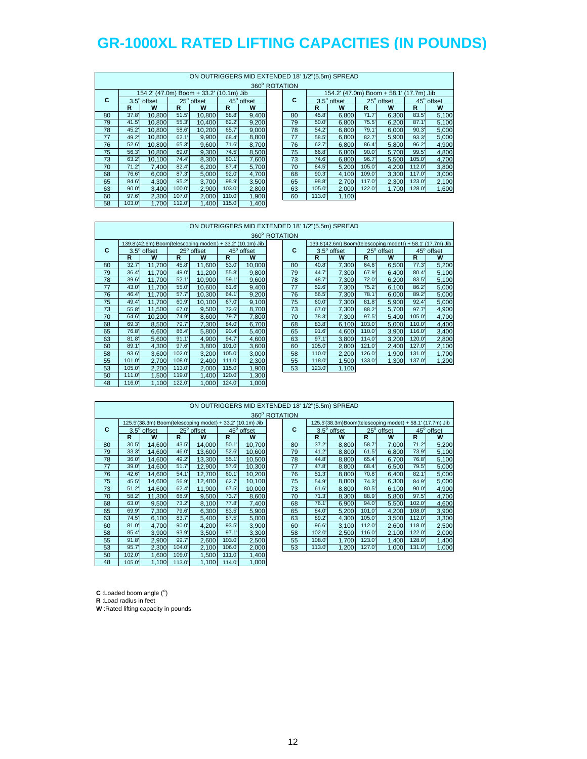# GR-1000XL RATED LIFTING CAPACITIES (IN POUNDS)

ON OUTRIGGERS MID EXTENDED 18' 1/2"(5.5m) SPREAD

360° ROTATION

| C | 154.2' (47.0m) Boom + 33.2' (10.1m) Jib | | | | | |
|---|---|---|---|---|---|---|
| | 3.5° offset | | 25° offset | | 45° offset | |
| | R | W | R | W | R | W |
| 80 | 37.8' | 10,800 | 51.5' | 10,800 | 58.8' | 9,400 |
| 79 | 41.5' | 10,800 | 55.3' | 10,400 | 62.2' | 9,200 |
| 78 | 45.2' | 10,800 | 58.6' | 10,200 | 65.7' | 9,000 |
| 77 | 49.2' | 10,800 | 62.1' | 9,900 | 68.4' | 8,800 |
| 76 | 52.6' | 10,800 | 65.3' | 9,600 | 71.6' | 8,700 |
| 75 | 56.3' | 10,800 | 69.0' | 9,300 | 74.5' | 8,500 |
| 73 | 63.2' | 10,100 | 74.4' | 8,300 | 80.1' | 7,600 |
| 70 | 71.2' | 7,400 | 82.4' | 6,200 | 87.4' | 5,700 |
| 68 | 76.6' | 6,000 | 87.3' | 5,000 | 92.0' | 4,700 |
| 65 | 84.6' | 4,300 | 95.2' | 3,700 | 98.9' | 3,500 |
| 63 | 90.0' | 3,400 | 100.0' | 2,900 | 103.0' | 2,800 |
| 60 | 97.6' | 2,300 | 107.0' | 2,000 | 110.0' | 1,900 |
| 58 | 103.0' | 1,700 | 112.0' | 1,400 | 115.0' | 1,400 |

| C | 154.2' (47.0m) Boom + 58.1' (17.7m) Jib | | | | | |
|---|---|---|---|---|---|---|
| | 3.5° offset | | 25° offset | | 45° offset | |
| | R | W | R | W | R | W |
| 80 | 45.8' | 6,800 | 71.7' | 6,300 | 83.5' | 5,100 |
| 79 | 50.0' | 6,800 | 75.5' | 6,200 | 87.1' | 5,100 |
| 78 | 54.2' | 6,800 | 79.1' | 6,000 | 90.3' | 5,000 |
| 77 | 58.5' | 6,800 | 82.7' | 5,900 | 93.3' | 5,000 |
| 76 | 62.7' | 6,800 | 86.4' | 5,800 | 96.2' | 4,900 |
| 75 | 66.8' | 6,800 | 90.0' | 5,700 | 99.5' | 4,800 |
| 73 | 74.6' | 6,800 | 96.7' | 5,500 | 105.0' | 4,700 |
| 70 | 84.5' | 5,200 | 105.0' | 4,200 | 112.0' | 3,800 |
| 68 | 90.3' | 4,100 | 109.0' | 3,300 | 117.0' | 3,000 |
| 65 | 98.8' | 2,700 | 117.0' | 2,300 | 123.0' | 2,100 |
| 63 | 105.0' | 2,000 | 122.0' | 1,700 | 128.0' | 1,600 |
| 60 | 113.0' | 1,100 | | | | |

ON OUTRIGGERS MID EXTENDED 18' 1/2"(5.5m) SPREAD

360° ROTATION

| C | 139.8'(42.6m) Boom(telescoping modeII) + 33.2' (10.1m) Jib | | | | | |
|---|---|---|---|---|---|---|
| | 3.5° offset | | 25° offset | | 45° offset | |
| | R | W | R | W | R | W |
| 80 | 32.7' | 11,700 | 45.8' | 11,600 | 53.0' | 10,000 |
| 79 | 36.4' | 11,700 | 49.0' | 11,200 | 55.8' | 9,800 |
| 78 | 39.6' | 11,700 | 52.1' | 10,900 | 59.1' | 9,600 |
| 77 | 43.0' | 11,700 | 55.0' | 10,600 | 61.6' | 9,400 |
| 76 | 46.4' | 11,700 | 57.7' | 10,300 | 64.1' | 9,200 |
| 75 | 49.4' | 11,700 | 60.9' | 10,100 | 67.0' | 9,100 |
| 73 | 55.8' | 11,500 | 67.0' | 9,500 | 72.6' | 8,700 |
| 70 | 64.6' | 10,200 | 74.9' | 8,600 | 79.7' | 7,800 |
| 68 | 69.3' | 8,500 | 79.7' | 7,300 | 84.0' | 6,700 |
| 65 | 76.8' | 6,600 | 86.4' | 5,800 | 90.4' | 5,400 |
| 63 | 81.8' | 5,600 | 91.1' | 4,900 | 94.7' | 4,600 |
| 60 | 89.1' | 4,300 | 97.6' | 3,800 | 101.0' | 3,600 |
| 58 | 93.6' | 3,600 | 102.0' | 3,200 | 105.0' | 3,000 |
| 55 | 101.0' | 2,700 | 108.0' | 2,400 | 111.0' | 2,300 |
| 53 | 105.0' | 2,200 | 113.0' | 2,000 | 115.0' | 1,900 |
| 50 | 111.0' | 1,500 | 119.0' | 1,400 | 120.0' | 1,300 |
| 48 | 116.0' | 1,100 | 122.0' | 1,000 | 124.0' | 1,000 |

| C | 139.8'(42.6m) Boom(telescoping modeII) + 58.1' (17.7m) Jib | | | | | |
|---|---|---|---|---|---|---|
| | 3.5° offset | | 25° offset | | 45° offset | |
| | R | W | R | W | R | W |
| 80 | 40.8' | 7,300 | 64.6' | 6,500 | 77.3' | 5,200 |
| 79 | 44.7' | 7,300 | 67.9' | 6,400 | 80.4' | 5,100 |
| 78 | 48.7' | 7,300 | 72.0' | 6,200 | 83.5' | 5,100 |
| 77 | 52.6' | 7,300 | 75.2' | 6,100 | 86.2' | 5,000 |
| 76 | 56.5' | 7,300 | 78.1' | 6,000 | 89.2' | 5,000 |
| 75 | 60.0' | 7,300 | 81.8' | 5,900 | 92.4' | 5,000 |
| 73 | 67.0' | 7,300 | 88.2' | 5,700 | 97.7' | 4,900 |
| 70 | 78.3' | 7,300 | 97.5' | 5,400 | 105.0' | 4,700 |
| 68 | 83.8' | 6,100 | 103.0' | 5,000 | 110.0' | 4,400 |
| 65 | 91.6' | 4,600 | 110.0' | 3,900 | 116.0' | 3,400 |
| 63 | 97.1' | 3,800 | 114.0' | 3,200 | 120.0' | 2,800 |
| 60 | 105.0' | 2,800 | 121.0' | 2,400 | 127.0' | 2,100 |
| 58 | 110.0' | 2,200 | 126.0' | 1,900 | 131.0' | 1,700 |
| 55 | 118.0' | 1,500 | 133.0' | 1,300 | 137.0' | 1,200 |
| 53 | 123.0' | 1,100 | | | | |

ON OUTRIGGERS MID EXTENDED 18' 1/2"(5.5m) SPREAD

360° ROTATION

| C | 125.5'(38.3m) Boom(telescoping modeI) + 33.2' (10.1m) Jib | | | | | |
|---|---|---|---|---|---|---|
| | 3.5° offset | | 25° offset | | 45° offset | |
| | R | W | R | W | R | W |
| 80 | 30.5' | 14,600 | 43.5' | 14,000 | 50.1' | 10,700 |
| 79 | 33.3' | 14,600 | 46.0' | 13,600 | 52.6' | 10,600 |
| 78 | 36.0' | 14,600 | 49.2' | 13,300 | 55.1' | 10,500 |
| 77 | 39.0' | 14,600 | 51.7' | 12,900 | 57.6' | 10,300 |
| 76 | 42.6' | 14,600 | 54.1' | 12,700 | 60.1' | 10,200 |
| 75 | 45.5' | 14,600 | 56.9' | 12,400 | 62.7' | 10,100 |
| 73 | 51.2' | 14,600 | 62.4' | 11,900 | 67.5' | 10,000 |
| 70 | 58.2' | 11,300 | 68.9' | 9,500 | 73.7' | 8,600 |
| 68 | 63.0' | 9,500 | 73.2' | 8,100 | 77.8' | 7,400 |
| 65 | 69.9' | 7,300 | 79.6' | 6,300 | 83.5' | 5,900 |
| 63 | 74.5' | 6,100 | 83.7' | 5,400 | 87.5' | 5,000 |
| 60 | 81.0' | 4,700 | 90.0' | 4,200 | 93.5' | 3,900 |
| 58 | 85.4' | 3,900 | 93.9' | 3,500 | 97.1' | 3,300 |
| 55 | 91.8' | 2,900 | 99.7' | 2,600 | 103.0' | 2,500 |
| 53 | 95.7' | 2,300 | 104.0' | 2,100 | 106.0' | 2,000 |
| 50 | 102.0' | 1,600 | 109.0' | 1,500 | 111.0' | 1,400 |
| 48 | 105.0' | 1,100 | 113.0' | 1,100 | 114.0' | 1,000 |

| C | 125.5'(38.3m)Boom(telescoping modeI) + 58.1' (17.7m) Jib | | | | | |
|---|---|---|---|---|---|---|
| | 3.5° offset | | 25° offset | | 45° offset | |
| | R | W | R | W | R | W |
| 80 | 37.2' | 8,800 | 58.7' | 7,000 | 71.2' | 5,200 |
| 79 | 41.2' | 8,800 | 61.5' | 6,800 | 73.9' | 5,100 |
| 78 | 44.8' | 8,800 | 65.4' | 6,700 | 76.8' | 5,100 |
| 77 | 47.8' | 8,800 | 68.4' | 6,500 | 79.5' | 5,000 |
| 76 | 51.3' | 8,800 | 70.8' | 6,400 | 82.1' | 5,000 |
| 75 | 54.9' | 8,800 | 74.3' | 6,300 | 84.9' | 5,000 |
| 73 | 61.6' | 8,800 | 80.5' | 6,100 | 90.0' | 4,900 |
| 70 | 71.3' | 8,300 | 88.9' | 5,800 | 97.5' | 4,700 |
| 68 | 76.1' | 6,900 | 94.0' | 5,500 | 102.0' | 4,600 |
| 65 | 84.0' | 5,200 | 101.0' | 4,200 | 108.0' | 3,900 |
| 63 | 89.2' | 4,300 | 105.0' | 3,500 | 112.0' | 3,300 |
| 60 | 96.6' | 3,100 | 112.0' | 2,600 | 118.0' | 2,500 |
| 58 | 102.0' | 2,500 | 116.0' | 2,100 | 122.0' | 2,000 |
| 55 | 108.0' | 1,700 | 123.0' | 1,400 | 128.0' | 1,400 |
| 53 | 113.0' | 1,200 | 127.0' | 1,000 | 131.0' | 1,000 |

**C** :Loaded boom angle (°)
**R** :Load radius in feet
**W** :Rated lifting capacity in pounds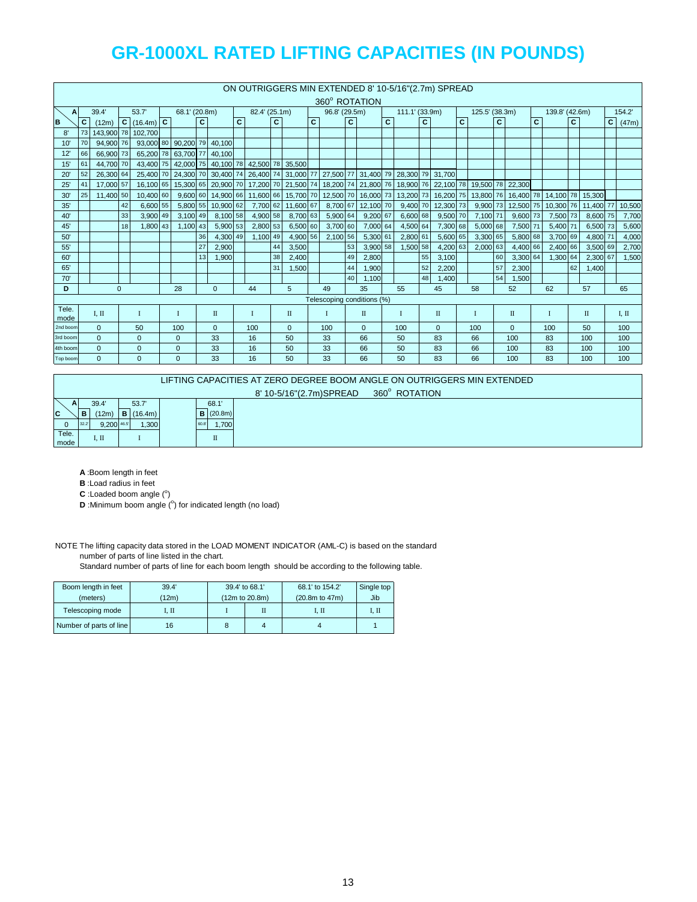# GR-1000XL RATED LIFTING CAPACITIES (IN POUNDS)

ON OUTRIGGERS MIN EXTENDED 8' 10-5/16"(2.7m) SPREAD

360° ROTATION

| A | 39.4' | | 53.7' | | 68.1' (20.8m) | | | | 82.4' (25.1m) | | | | 96.8' (29.5m) | | | | 111.1' (33.9m) | | | | 125.5' (38.3m) | | | | 139.8' (42.6m) | | | | 154.2' | |
|---|---|---|---|---|---|---|---|---|---|---|---|---|---|---|---|---|---|---|---|---|---|---|---|---|---|---|---|---|---|---|
| B | C | (12m) | C | (16.4m) | C | | C | | C | | C | | C | | C | | C | | C | | C | | C | | C | | C | | C | (47m) |
| 8' | 73 | 143,900 | 78 | 102,700 | | | | | | | | | | | | | | | | | | | | | | | | | | |
| 10' | 70 | 94,900 | 76 | 93,000 | 80 | 90,200 | 79 | 40,100 | | | | | | | | | | | | | | | | | | | | | | |
| 12' | 66 | 66,900 | 73 | 65,200 | 78 | 63,700 | 77 | 40,100 | | | | | | | | | | | | | | | | | | | | | | |
| 15' | 61 | 44,700 | 70 | 43,400 | 75 | 42,000 | 75 | 40,100 | 78 | 42,500 | 78 | 35,500 | | | | | | | | | | | | | | | | | | |
| 20' | 52 | 26,300 | 64 | 25,400 | 70 | 24,300 | 70 | 30,400 | 74 | 26,400 | 74 | 31,000 | 77 | 27,500 | 77 | 31,400 | 79 | 28,300 | 79 | 31,700 | | | | | | | | | | |
| 25' | 41 | 17,000 | 57 | 16,100 | 65 | 15,300 | 65 | 20,900 | 70 | 17,200 | 70 | 21,500 | 74 | 18,200 | 74 | 21,800 | 76 | 18,900 | 76 | 22,100 | 78 | 19,500 | 78 | 22,300 | | | | | | |
| 30' | 25 | 11,400 | 50 | 10,400 | 60 | 9,600 | 60 | 14,900 | 66 | 11,600 | 66 | 15,700 | 70 | 12,500 | 70 | 16,000 | 73 | 13,200 | 73 | 16,200 | 75 | 13,800 | 76 | 16,400 | 78 | 14,100 | 78 | 15,300 | | |
| 35' | | | 42 | 6,600 | 55 | 5,800 | 55 | 10,900 | 62 | 7,700 | 62 | 11,600 | 67 | 8,700 | 67 | 12,100 | 70 | 9,400 | 70 | 12,300 | 73 | 9,900 | 73 | 12,500 | 75 | 10,300 | 76 | 11,400 | 77 | 10,500 |
| 40' | | | 33 | 3,900 | 49 | 3,100 | 49 | 8,100 | 58 | 4,900 | 58 | 8,700 | 63 | 5,900 | 64 | 9,200 | 67 | 6,600 | 68 | 9,500 | 70 | 7,100 | 71 | 9,600 | 73 | 7,500 | 73 | 8,600 | 75 | 7,700 |
| 45' | | | 18 | 1,800 | 43 | 1,100 | 43 | 5,900 | 53 | 2,800 | 53 | 6,500 | 60 | 3,700 | 60 | 7,000 | 64 | 4,500 | 64 | 7,300 | 68 | 5,000 | 68 | 7,500 | 71 | 5,400 | 71 | 6,500 | 73 | 5,600 |
| 50' | | | | | | | 36 | 4,300 | 49 | 1,100 | 49 | 4,900 | 56 | 2,100 | 56 | 5,300 | 61 | 2,800 | 61 | 5,600 | 65 | 3,300 | 65 | 5,800 | 68 | 3,700 | 69 | 4,800 | 71 | 4,000 |
| 55' | | | | | | | 27 | 2,900 | | | 44 | 3,500 | | | 53 | 3,900 | 58 | 1,500 | 58 | 4,200 | 63 | 2,000 | 63 | 4,400 | 66 | 2,400 | 66 | 3,500 | 69 | 2,700 |
| 60' | | | | | | | 13 | 1,900 | | | 38 | 2,400 | | | 49 | 2,800 | | | 55 | 3,100 | | | 60 | 3,300 | 64 | 1,300 | 64 | 2,300 | 67 | 1,500 |
| 65' | | | | | | | | | | | 31 | 1,500 | | | 44 | 1,900 | | | 52 | 2,200 | | | 57 | 2,300 | | | 62 | 1,400 | | |
| 70' | | | | | | | | | | | | | | | 40 | 1,100 | | | 48 | 1,400 | | | 54 | 1,500 | | | | | | |
| D | | 0 | | | | 28 | | 0 | | 44 | | 5 | | 49 | | 35 | | 55 | | 45 | | 58 | | 52 | | 62 | | 57 | | 65 |
| Telescoping conditions (%) | | | | | | | | | | | | | | | | | | | | | | | | | | | | | | |
| Tele. mode | | I, II | | I | | I | | II | | I | | II | | I | | II | | I | | II | | I | | II | | I | | II | | I, II |
| 2nd boom | | 0 | | 50 | | 100 | | 0 | | 100 | | 0 | | 100 | | 0 | | 100 | | 0 | | 100 | | 0 | | 100 | | 50 | | 100 |
| 3rd boom | | 0 | | 0 | | 0 | | 33 | | 16 | | 50 | | 33 | | 66 | | 50 | | 83 | | 66 | | 100 | | 83 | | 100 | | 100 |
| 4th boom | | 0 | | 0 | | 0 | | 33 | | 16 | | 50 | | 33 | | 66 | | 50 | | 83 | | 66 | | 100 | | 83 | | 100 | | 100 |
| Top boom | | 0 | | 0 | | 0 | | 33 | | 16 | | 50 | | 33 | | 66 | | 50 | | 83 | | 66 | | 100 | | 83 | | 100 | | 100 |

LIFTING CAPACITIES AT ZERO DEGREE BOOM ANGLE ON OUTRIGGERS MIN EXTENDED

8' 10-5/16"(2.7m)SPREAD 360° ROTATION

| A | 39.4' | | 53.7' | | 68.1' | |
|---|---|---|---|---|---|---|
| C | B | (12m) | B | (16.4m) | B | (20.8m) |
| 0 | 32.2' | 9,200 | 46.5' | 1,300 | 60.8' | 1,700 |
| Tele. mode | | I, II | | I | | II |

**A** :Boom length in feet

**B** :Load radius in feet

**C** :Loaded boom angle (°)

**D** :Minimum boom angle (°) for indicated length (no load)

NOTE The lifting capacity data stored in the LOAD MOMENT INDICATOR (AML-C) is based on the standard number of parts of line listed in the chart.
Standard number of parts of line for each boom length should be according to the following table.

| Boom length in feet (meters) | 39.4' (12m) | 39.4' to 68.1' (12m to 20.8m) | | 68.1' to 154.2' (20.8m to 47m) | Single top Jib |
|---|---|---|---|---|---|
| Telescoping mode | I, II | I | II | I, II | I, II |
| Number of parts of line | 16 | 8 | 4 | 4 | 1 |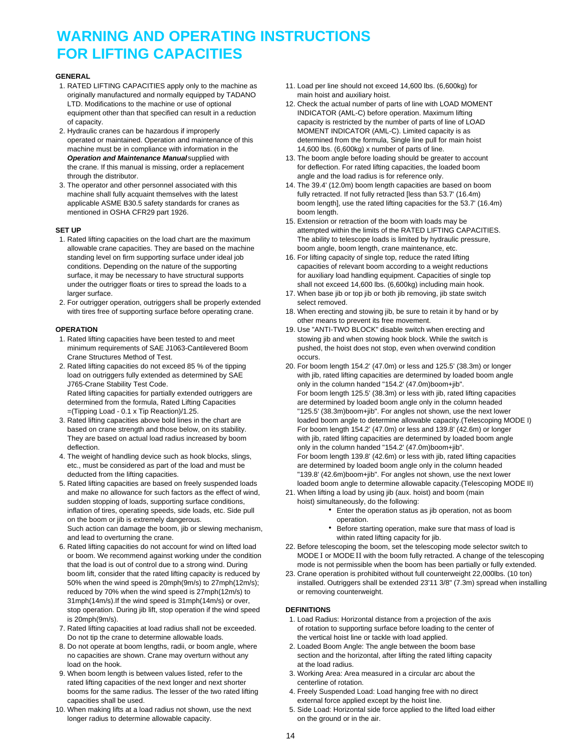// Note: two-column page merged into single-column reading order (left column first, then right column).

# WARNING AND OPERATING INSTRUCTIONS FOR LIFTING CAPACITIES

**GENERAL**

1. RATED LIFTING CAPACITIES apply only to the machine as originally manufactured and normally equipped by TADANO LTD. Modifications to the machine or use of optional equipment other than that specified can result in a reduction of capacity.
2. Hydraulic cranes can be hazardous if improperly operated or maintained. Operation and maintenance of this machine must be in compliance with information in the ***Operation and Maintenance Manual*** supplied with the crane. If this manual is missing, order a replacement through the distributor.
3. The operator and other personnel associated with this machine shall fully acquaint themselves with the latest applicable ASME B30.5 safety standards for cranes as mentioned in OSHA CFR29 part 1926.

**SET UP**

1. Rated lifting capacities on the load chart are the maximum allowable crane capacities. They are based on the machine standing level on firm supporting surface under ideal job conditions. Depending on the nature of the supporting surface, it may be necessary to have structural supports under the outrigger floats or tires to spread the loads to a larger surface.
2. For outrigger operation, outriggers shall be properly extended with tires free of supporting surface before operating crane.

**OPERATION**

1. Rated lifting capacities have been tested to and meet minimum requirements of SAE J1063-Cantilevered Boom Crane Structures Method of Test.
2. Rated lifting capacities do not exceed 85 % of the tipping load on outriggers fully extended as determined by SAE J765-Crane Stability Test Code.
   Rated lifting capacities for partially extended outriggers are determined from the formula, Rated Lifting Capacities =(Tipping Load - 0.1 x Tip Reaction)/1.25.
3. Rated lifting capacities above bold lines in the chart are based on crane strength and those below, on its stability. They are based on actual load radius increased by boom deflection.
4. The weight of handling device such as hook blocks, slings, etc., must be considered as part of the load and must be deducted from the lifting capacities.
5. Rated lifting capacities are based on freely suspended loads and make no allowance for such factors as the effect of wind, sudden stopping of loads, supporting surface conditions, inflation of tires, operating speeds, side loads, etc. Side pull on the boom or jib is extremely dangerous.
   Such action can damage the boom, jib or slewing mechanism, and lead to overturning the crane.
6. Rated lifting capacities do not account for wind on lifted load or boom. We recommend against working under the condition that the load is out of control due to a strong wind. During boom lift, consider that the rated lifting capacity is reduced by 50% when the wind speed is 20mph(9m/s) to 27mph(12m/s); reduced by 70% when the wind speed is 27mph(12m/s) to 31mph(14m/s).If the wind speed is 31mph(14m/s) or over, stop operation. During jib lift, stop operation if the wind speed is 20mph(9m/s).
7. Rated lifting capacities at load radius shall not be exceeded. Do not tip the crane to determine allowable loads.
8. Do not operate at boom lengths, radii, or boom angle, where no capacities are shown. Crane may overturn without any load on the hook.
9. When boom length is between values listed, refer to the rated lifting capacities of the next longer and next shorter booms for the same radius. The lesser of the two rated lifting capacities shall be used.
10. When making lifts at a load radius not shown, use the next longer radius to determine allowable capacity.
11. Load per line should not exceed 14,600 lbs. (6,600kg) for main hoist and auxiliary hoist.
12. Check the actual number of parts of line with LOAD MOMENT INDICATOR (AML-C) before operation. Maximum lifting capacity is restricted by the number of parts of line of LOAD MOMENT INDICATOR (AML-C). Limited capacity is as determined from the formula, Single line pull for main hoist 14,600 lbs. (6,600kg) x number of parts of line.
13. The boom angle before loading should be greater to account for deflection. For rated lifting capacities, the loaded boom angle and the load radius is for reference only.
14. The 39.4' (12.0m) boom length capacities are based on boom fully retracted. If not fully retracted [less than 53.7' (16.4m) boom length], use the rated lifting capacities for the 53.7' (16.4m) boom length.
15. Extension or retraction of the boom with loads may be attempted within the limits of the RATED LIFTING CAPACITIES. The ability to telescope loads is limited by hydraulic pressure, boom angle, boom length, crane maintenance, etc.
16. For lifting capacity of single top, reduce the rated lifting capacities of relevant boom according to a weight reductions for auxiliary load handling equipment. Capacities of single top shall not exceed 14,600 lbs. (6,600kg) including main hook.
17. When base jib or top jib or both jib removing, jib state switch select removed.
18. When erecting and stowing jib, be sure to retain it by hand or by other means to prevent its free movement.
19. Use "ANTI-TWO BLOCK" disable switch when erecting and stowing jib and when stowing hook block. While the switch is pushed, the hoist does not stop, even when overwind condition occurs.
20. For boom length 154.2' (47.0m) or less and 125.5' (38.3m) or longer with jib, rated lifting capacities are determined by loaded boom angle only in the column handed "154.2' (47.0m)boom+jib".
    For boom length 125.5' (38.3m) or less with jib, rated lifting capacities are determined by loaded boom angle only in the column headed "125.5' (38.3m)boom+jib". For angles not shown, use the next lower loaded boom angle to determine allowable capacity.(Telescoping MODE I)
    For boom length 154.2' (47.0m) or less and 139.8' (42.6m) or longer with jib, rated lifting capacities are determined by loaded boom angle only in the column handed "154.2' (47.0m)boom+jib".
    For boom length 139.8' (42.6m) or less with jib, rated lifting capacities are determined by loaded boom angle only in the column headed "139.8' (42.6m)boom+jib". For angles not shown, use the next lower loaded boom angle to determine allowable capacity.(Telescoping MODE II)
21. When lifting a load by using jib (aux. hoist) and boom (main hoist) simultaneously, do the following:
    - Enter the operation status as jib operation, not as boom operation.
    - Before starting operation, make sure that mass of load is within rated lifting capacity for jib.
22. Before telescoping the boom, set the telescoping mode selector switch to MODE I or MODE II with the boom fully retracted. A change of the telescoping mode is not permissible when the boom has been partially or fully extended.
23. Crane operation is prohibited without full counterweight 22,000lbs. (10 ton) installed. Outriggers shall be extended 23'11 3/8" (7.3m) spread when installing or removing counterweight.

**DEFINITIONS**

1. Load Radius: Horizontal distance from a projection of the axis of rotation to supporting surface before loading to the center of the vertical hoist line or tackle with load applied.
2. Loaded Boom Angle: The angle between the boom base section and the horizontal, after lifting the rated lifting capacity at the load radius.
3. Working Area: Area measured in a circular arc about the centerline of rotation.
4. Freely Suspended Load: Load hanging free with no direct external force applied except by the hoist line.
5. Side Load: Horizontal side force applied to the lifted load either on the ground or in the air.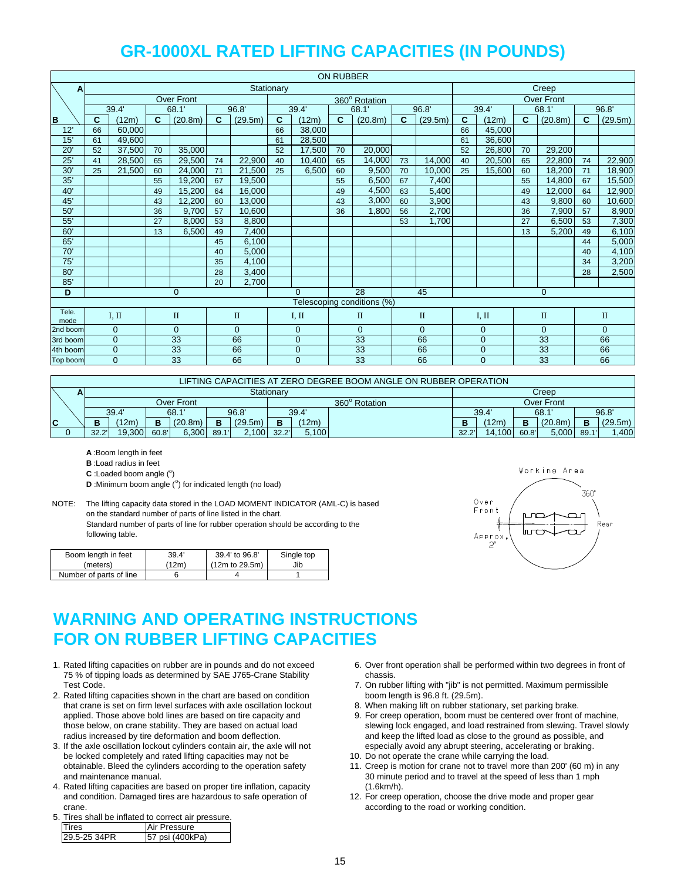# GR-1000XL RATED LIFTING CAPACITIES (IN POUNDS)

| ON RUBBER | | | | | | | | | | | | | | | | | | | | | | | | | | | | | | | | | | | | | | | |
|---|---|---|---|---|---|---|---|---|---|---|---|---|---|---|---|---|---|---|---|
| A | Stationary | | | | | | | | | | | | Creep | | | | | | |
| | Over Front | | | | | | 360° Rotation | | | | | | Over Front | | | | | | |
| | 39.4' | | 68.1' | | 96.8' | | 39.4' | | 68.1' | | 96.8' | | 39.4' | | 68.1' | | 96.8' | |
| B | C | (12m) | C | (20.8m) | C | (29.5m) | C | (12m) | C | (20.8m) | C | (29.5m) | C | (12m) | C | (20.8m) | C | (29.5m) |
| 12' | 66 | 60,000 | | | | | 66 | 38,000 | | | | | 66 | 45,000 | | | | |
| 15' | 61 | 49,600 | | | | | 61 | 28,500 | | | | | 61 | 36,600 | | | | |
| 20' | 52 | 37,500 | 70 | 35,000 | | | 52 | 17,500 | 70 | 20,000 | | | 52 | 26,800 | 70 | 29,200 | | |
| 25' | 41 | 28,500 | 65 | 29,500 | 74 | 22,900 | 40 | 10,400 | 65 | 14,000 | 73 | 14,000 | 40 | 20,500 | 65 | 22,800 | 74 | 22,900 |
| 30' | 25 | 21,500 | 60 | 24,000 | 71 | 21,500 | 25 | 6,500 | 60 | 9,500 | 70 | 10,000 | 25 | 15,600 | 60 | 18,200 | 71 | 18,900 |
| 35' | | | 55 | 19,200 | 67 | 19,500 | | | 55 | 6,500 | 67 | 7,400 | | | 55 | 14,800 | 67 | 15,500 |
| 40' | | | 49 | 15,200 | 64 | 16,000 | | | 49 | 4,500 | 63 | 5,400 | | | 49 | 12,000 | 64 | 12,900 |
| 45' | | | 43 | 12,200 | 60 | 13,000 | | | 43 | 3,000 | 60 | 3,900 | | | 43 | 9,800 | 60 | 10,600 |
| 50' | | | 36 | 9,700 | 57 | 10,600 | | | 36 | 1,800 | 56 | 2,700 | | | 36 | 7,900 | 57 | 8,900 |
| 55' | | | 27 | 8,000 | 53 | 8,800 | | | | | 53 | 1,700 | | | 27 | 6,500 | 53 | 7,300 |
| 60' | | | 13 | 6,500 | 49 | 7,400 | | | | | | | | | 13 | 5,200 | 49 | 6,100 |
| 65' | | | | | 45 | 6,100 | | | | | | | | | | | 44 | 5,000 |
| 70' | | | | | 40 | 5,000 | | | | | | | | | | | 40 | 4,100 |
| 75' | | | | | 35 | 4,100 | | | | | | | | | | | 34 | 3,200 |
| 80' | | | | | 28 | 3,400 | | | | | | | | | | | 28 | 2,500 |
| 85' | | | | | 20 | 2,700 | | | | | | | | | | | | |
| D | 0 | | | | | | 0 | | 28 | | 45 | | 0 | | | | | |
| | Telescoping conditions (%) | | | | | | | | | | | | | | | | | |
| Tele. mode | I, II | | II | | II | | I, II | | II | | II | | I, II | | II | | II | |
| 2nd boom | 0 | | 0 | | 0 | | 0 | | 0 | | 0 | | 0 | | 0 | | 0 | |
| 3rd boom | 0 | | 33 | | 66 | | 0 | | 33 | | 66 | | 0 | | 33 | | 66 | |
| 4th boom | 0 | | 33 | | 66 | | 0 | | 33 | | 66 | | 0 | | 33 | | 66 | |
| Top boom | 0 | | 33 | | 66 | | 0 | | 33 | | 66 | | 0 | | 33 | | 66 | |

| LIFTING CAPACITIES AT ZERO DEGREE BOOM ANGLE ON RUBBER OPERATION | | | | | | | | | | | | | | |
|---|---|---|---|---|---|---|---|---|---|---|---|---|---|---|
| A | Stationary | | | | | | | | Creep | | | | | |
| | Over Front | | | | | | 360° Rotation | | Over Front | | | | | |
| | 39.4' | | 68.1' | | 96.8' | | 39.4' | | 39.4' | | 68.1' | | 96.8' | |
| C | B | (12m) | B | (20.8m) | B | (29.5m) | B | (12m) | B | (12m) | B | (20.8m) | B | (29.5m) |
| 0 | 32.2' | 19,300 | 60.8' | 6,300 | 89.1' | 2,100 | 32.2' | 5,100 | 32.2' | 14,100 | 60.8' | 5,000 | 89.1' | 1,400 |

**A** :Boom length in feet
**B** :Load radius in feet
**C** :Loaded boom angle (°)
**D** :Minimum boom angle (°) for indicated length (no load)

NOTE: The lifting capacity data stored in the LOAD MOMENT INDICATOR (AML-C) is based on the standard number of parts of line listed in the chart. Standard number of parts of line for rubber operation should be according to the following table.

| Boom length in feet (meters) | 39.4' (12m) | 39.4' to 96.8' (12m to 29.5m) | Single top Jib |
|---|---|---|---|
| Number of parts of line | 6 | 4 | 1 |

Working Area — Over Front, Approx. 2°, 360°, Rear

# WARNING AND OPERATING INSTRUCTIONS FOR ON RUBBER LIFTING CAPACITIES

1. Rated lifting capacities on rubber are in pounds and do not exceed 75 % of tipping loads as determined by SAE J765-Crane Stability Test Code.
2. Rated lifting capacities shown in the chart are based on condition that crane is set on firm level surfaces with axle oscillation lockout applied. Those above bold lines are based on tire capacity and those below, on crane stability. They are based on actual load radius increased by tire deformation and boom deflection.
3. If the axle oscillation lockout cylinders contain air, the axle will not be locked completely and rated lifting capacities may not be obtainable. Bleed the cylinders according to the operation safety and maintenance manual.
4. Rated lifting capacities are based on proper tire inflation, capacity and condition. Damaged tires are hazardous to safe operation of crane.
5. Tires shall be inflated to correct air pressure.

| Tires | Air Pressure |
|---|---|
| 29.5-25 34PR | 57 psi (400kPa) |

6. Over front operation shall be performed within two degrees in front of chassis.
7. On rubber lifting with "jib" is not permitted. Maximum permissible boom length is 96.8 ft. (29.5m).
8. When making lift on rubber stationary, set parking brake.
9. For creep operation, boom must be centered over front of machine, slewing lock engaged, and load restrained from slewing. Travel slowly and keep the lifted load as close to the ground as possible, and especially avoid any abrupt steering, accelerating or braking.
10. Do not operate the crane while carrying the load.
11. Creep is motion for crane not to travel more than 200' (60 m) in any 30 minute period and to travel at the speed of less than 1 mph (1.6km/h).
12. For creep operation, choose the drive mode and proper gear according to the road or working condition.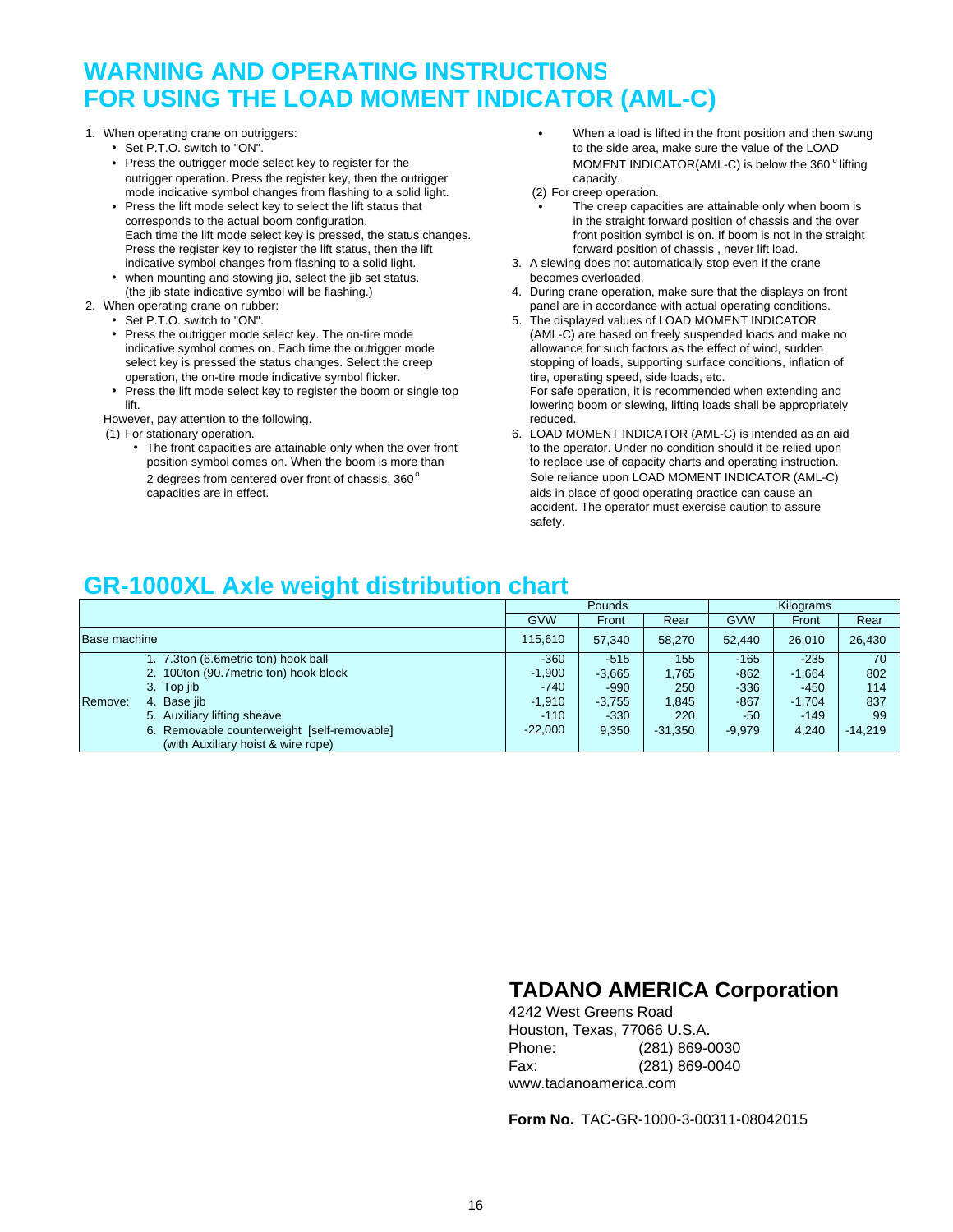# WARNING AND OPERATING INSTRUCTIONS FOR USING THE LOAD MOMENT INDICATOR (AML-C)

1. When operating crane on outriggers:
   - Set P.T.O. switch to "ON".
   - Press the outrigger mode select key to register for the outrigger operation. Press the register key, then the outrigger mode indicative symbol changes from flashing to a solid light.
   - Press the lift mode select key to select the lift status that corresponds to the actual boom configuration. Each time the lift mode select key is pressed, the status changes. Press the register key to register the lift status, then the lift indicative symbol changes from flashing to a solid light.
   - when mounting and stowing jib, select the jib set status. (the jib state indicative symbol will be flashing.)
2. When operating crane on rubber:
   - Set P.T.O. switch to "ON".
   - Press the outrigger mode select key. The on-tire mode indicative symbol comes on. Each time the outrigger mode select key is pressed the status changes. Select the creep operation, the on-tire mode indicative symbol flicker.
   - Press the lift mode select key to register the boom or single top lift.

   However, pay attention to the following.

   (1) For stationary operation.
   - The front capacities are attainable only when the over front position symbol comes on. When the boom is more than 2 degrees from centered over front of chassis, 360° capacities are in effect.
   - When a load is lifted in the front position and then swung to the side area, make sure the value of the LOAD MOMENT INDICATOR(AML-C) is below the 360° lifting capacity.

   (2) For creep operation.
   - The creep capacities are attainable only when boom is in the straight forward position of chassis and the over front position symbol is on. If boom is not in the straight forward position of chassis , never lift load.
3. A slewing does not automatically stop even if the crane becomes overloaded.
4. During crane operation, make sure that the displays on front panel are in accordance with actual operating conditions.
5. The displayed values of LOAD MOMENT INDICATOR (AML-C) are based on freely suspended loads and make no allowance for such factors as the effect of wind, sudden stopping of loads, supporting surface conditions, inflation of tire, operating speed, side loads, etc. For safe operation, it is recommended when extending and lowering boom or slewing, lifting loads shall be appropriately reduced.
6. LOAD MOMENT INDICATOR (AML-C) is intended as an aid to the operator. Under no condition should it be relied upon to replace use of capacity charts and operating instruction. Sole reliance upon LOAD MOMENT INDICATOR (AML-C) aids in place of good operating practice can cause an accident. The operator must exercise caution to assure safety.

# GR-1000XL Axle weight distribution chart

| | | Pounds | | | Kilograms | | |
|---|---|---|---|---|---|---|---|
| | | GVW | Front | Rear | GVW | Front | Rear |
| Base machine | | 115,610 | 57,340 | 58,270 | 52,440 | 26,010 | 26,430 |
| Remove: | 1. 7.3ton (6.6metric ton) hook ball | -360 | -515 | 155 | -165 | -235 | 70 |
| | 2. 100ton (90.7metric ton) hook block | -1,900 | -3,665 | 1,765 | -862 | -1,664 | 802 |
| | 3. Top jib | -740 | -990 | 250 | -336 | -450 | 114 |
| | 4. Base jib | -1,910 | -3,755 | 1,845 | -867 | -1,704 | 837 |
| | 5. Auxiliary lifting sheave | -110 | -330 | 220 | -50 | -149 | 99 |
| | 6. Removable counterweight [self-removable] (with Auxiliary hoist & wire rope) | -22,000 | 9,350 | -31,350 | -9,979 | 4,240 | -14,219 |

## TADANO AMERICA Corporation

4242 West Greens Road
Houston, Texas, 77066 U.S.A.
Phone: (281) 869-0030
Fax: (281) 869-0040
www.tadanoamerica.com

**Form No.** TAC-GR-1000-3-00311-08042015